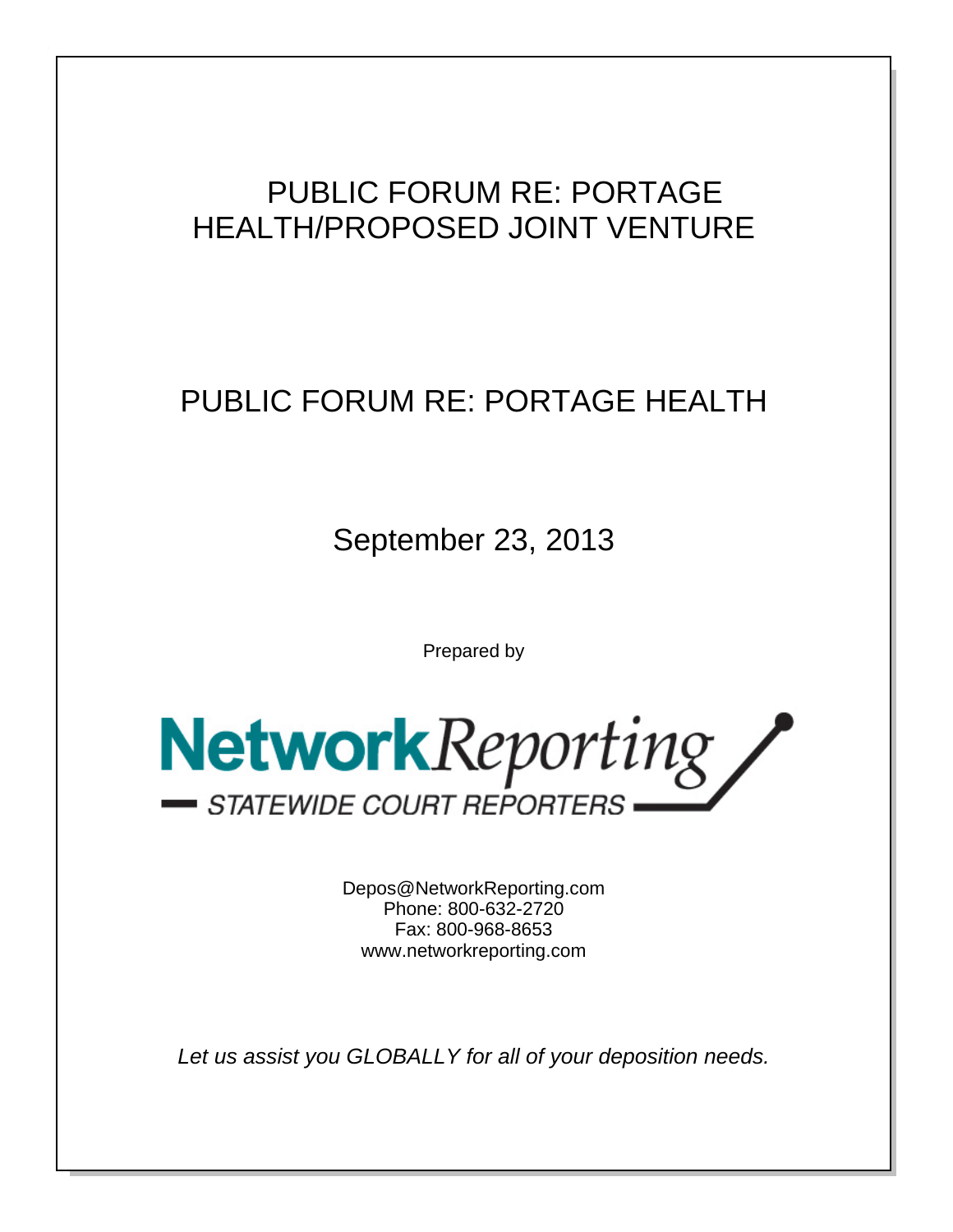# PUBLIC FORUM RE: PORTAGE HEALTH/PROPOSED JOINT VENTURE

## PUBLIC FORUM RE: PORTAGE HEALTH

September 23, 2013

Prepared by

**Network***Reporting*

STATEWIDE COURT REPORTERS

Depos@NetworkReporting.com
Phone: 800-632-2720
Fax: 800-968-8653
www.networkreporting.com

*Let us assist you GLOBALLY for all of your deposition needs.*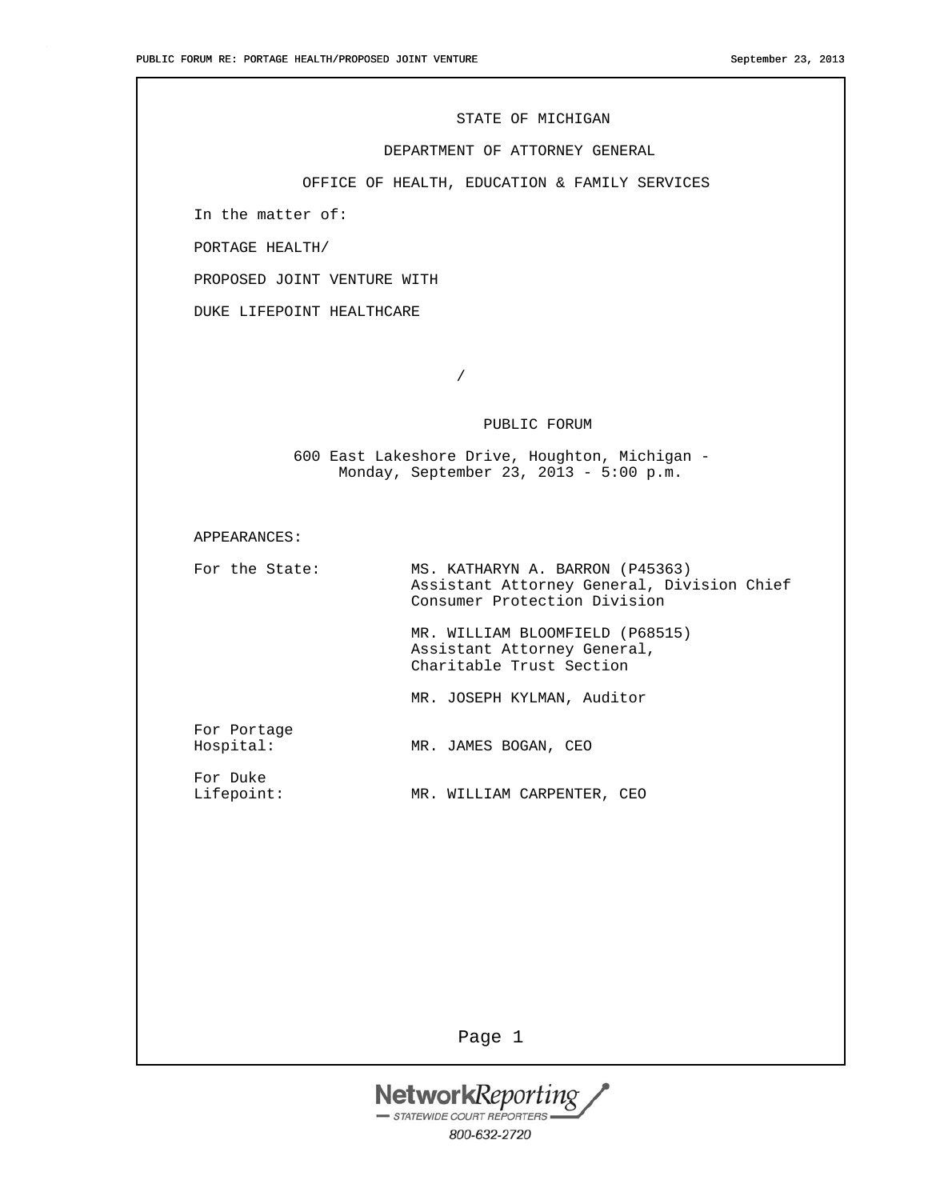STATE OF MICHIGAN

DEPARTMENT OF ATTORNEY GENERAL

OFFICE OF HEALTH, EDUCATION & FAMILY SERVICES

In the matter of:

PORTAGE HEALTH/

PROPOSED JOINT VENTURE WITH

DUKE LIFEPOINT HEALTHCARE

/

PUBLIC FORUM

600 East Lakeshore Drive, Houghton, Michigan - Monday, September 23, 2013 - 5:00 p.m.

APPEARANCES:

| | |
|---|---|
| For the State: | MS. KATHARYN A. BARRON (P45363) Assistant Attorney General, Division Chief Consumer Protection Division |
| | MR. WILLIAM BLOOMFIELD (P68515) Assistant Attorney General, Charitable Trust Section |
| | MR. JOSEPH KYLMAN, Auditor |
| For Portage Hospital: | MR. JAMES BOGAN, CEO |
| For Duke Lifepoint: | MR. WILLIAM CARPENTER, CEO |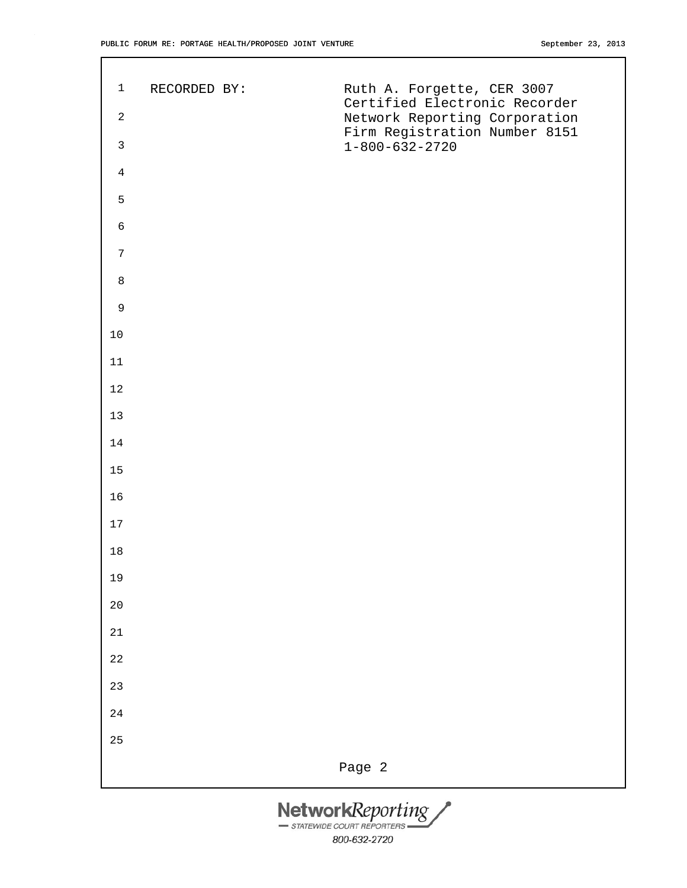RECORDED BY: Ruth A. Forgette, CER 3007
Certified Electronic Recorder
Network Reporting Corporation
Firm Registration Number 8151
1-800-632-2720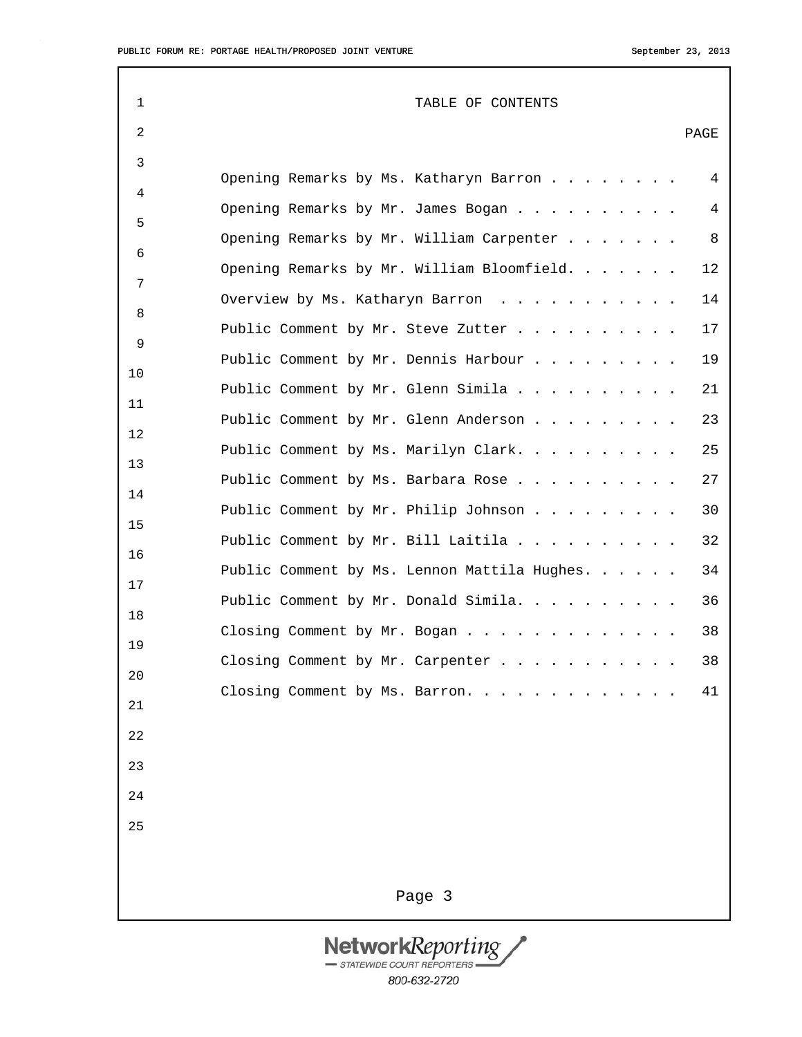# TABLE OF CONTENTS

| | PAGE |
|---|---|
| Opening Remarks by Ms. Katharyn Barron | 4 |
| Opening Remarks by Mr. James Bogan | 4 |
| Opening Remarks by Mr. William Carpenter | 8 |
| Opening Remarks by Mr. William Bloomfield | 12 |
| Overview by Ms. Katharyn Barron | 14 |
| Public Comment by Mr. Steve Zutter | 17 |
| Public Comment by Mr. Dennis Harbour | 19 |
| Public Comment by Mr. Glenn Simila | 21 |
| Public Comment by Mr. Glenn Anderson | 23 |
| Public Comment by Ms. Marilyn Clark | 25 |
| Public Comment by Ms. Barbara Rose | 27 |
| Public Comment by Mr. Philip Johnson | 30 |
| Public Comment by Mr. Bill Laitila | 32 |
| Public Comment by Ms. Lennon Mattila Hughes | 34 |
| Public Comment by Mr. Donald Simila | 36 |
| Closing Comment by Mr. Bogan | 38 |
| Closing Comment by Mr. Carpenter | 38 |
| Closing Comment by Ms. Barron | 41 |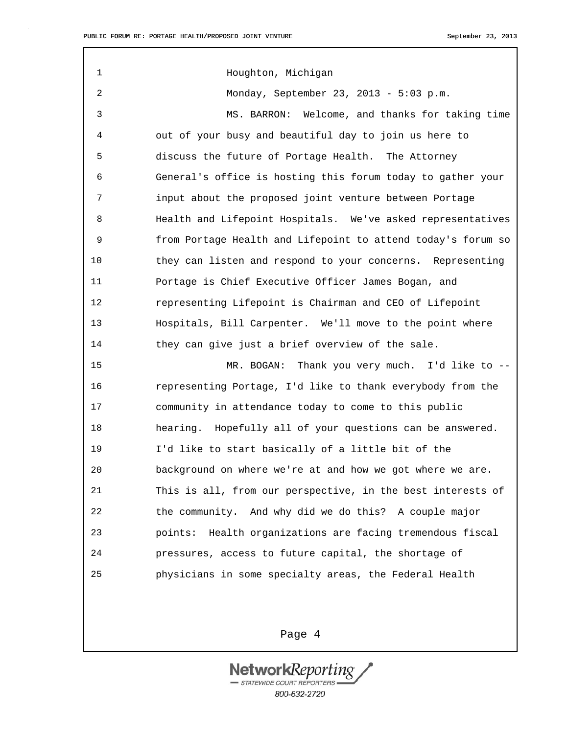Houghton, Michigan

Monday, September 23, 2013 - 5:03 p.m.

MS. BARRON: Welcome, and thanks for taking time out of your busy and beautiful day to join us here to discuss the future of Portage Health. The Attorney General's office is hosting this forum today to gather your input about the proposed joint venture between Portage Health and Lifepoint Hospitals. We've asked representatives from Portage Health and Lifepoint to attend today's forum so they can listen and respond to your concerns. Representing Portage is Chief Executive Officer James Bogan, and representing Lifepoint is Chairman and CEO of Lifepoint Hospitals, Bill Carpenter. We'll move to the point where they can give just a brief overview of the sale.

MR. BOGAN: Thank you very much. I'd like to -- representing Portage, I'd like to thank everybody from the community in attendance today to come to this public hearing. Hopefully all of your questions can be answered. I'd like to start basically of a little bit of the background on where we're at and how we got where we are. This is all, from our perspective, in the best interests of the community. And why did we do this? A couple major points: Health organizations are facing tremendous fiscal pressures, access to future capital, the shortage of physicians in some specialty areas, the Federal Health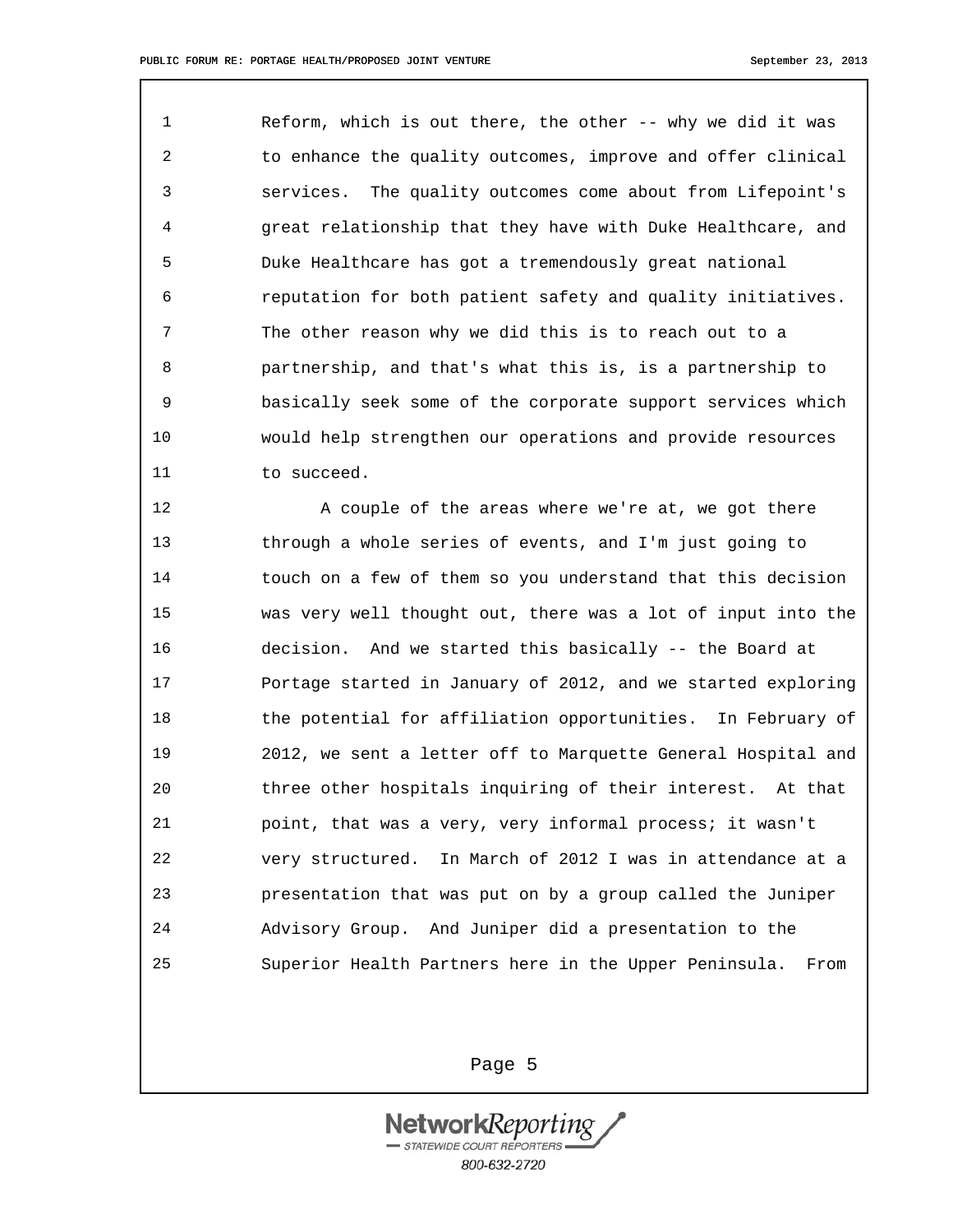Reform, which is out there, the other -- why we did it was to enhance the quality outcomes, improve and offer clinical services. The quality outcomes come about from Lifepoint's great relationship that they have with Duke Healthcare, and Duke Healthcare has got a tremendously great national reputation for both patient safety and quality initiatives. The other reason why we did this is to reach out to a partnership, and that's what this is, is a partnership to basically seek some of the corporate support services which would help strengthen our operations and provide resources to succeed.

A couple of the areas where we're at, we got there through a whole series of events, and I'm just going to touch on a few of them so you understand that this decision was very well thought out, there was a lot of input into the decision. And we started this basically -- the Board at Portage started in January of 2012, and we started exploring the potential for affiliation opportunities. In February of 2012, we sent a letter off to Marquette General Hospital and three other hospitals inquiring of their interest. At that point, that was a very, very informal process; it wasn't very structured. In March of 2012 I was in attendance at a presentation that was put on by a group called the Juniper Advisory Group. And Juniper did a presentation to the Superior Health Partners here in the Upper Peninsula. From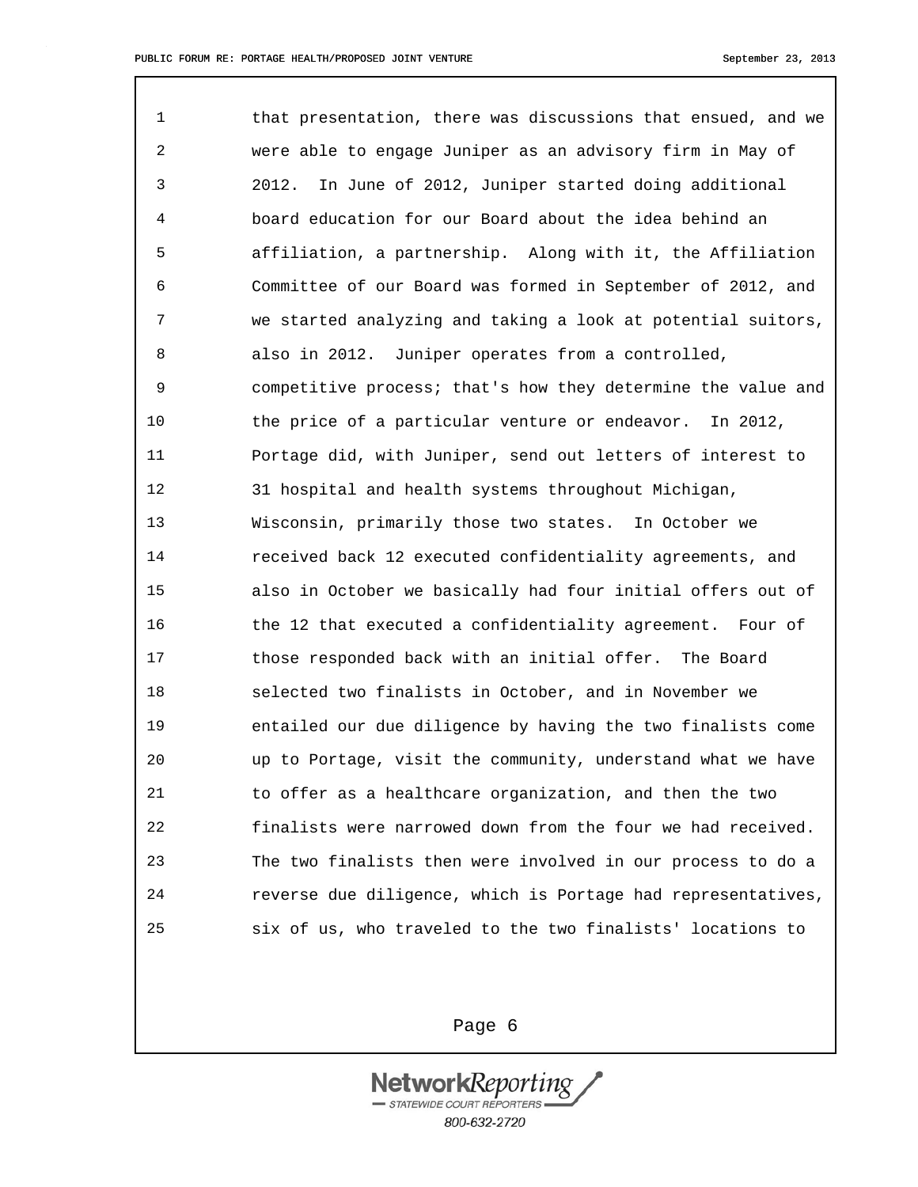that presentation, there was discussions that ensued, and we were able to engage Juniper as an advisory firm in May of 2012. In June of 2012, Juniper started doing additional board education for our Board about the idea behind an affiliation, a partnership. Along with it, the Affiliation Committee of our Board was formed in September of 2012, and we started analyzing and taking a look at potential suitors, also in 2012. Juniper operates from a controlled, competitive process; that's how they determine the value and the price of a particular venture or endeavor. In 2012, Portage did, with Juniper, send out letters of interest to 31 hospital and health systems throughout Michigan, Wisconsin, primarily those two states. In October we received back 12 executed confidentiality agreements, and also in October we basically had four initial offers out of the 12 that executed a confidentiality agreement. Four of those responded back with an initial offer. The Board selected two finalists in October, and in November we entailed our due diligence by having the two finalists come up to Portage, visit the community, understand what we have to offer as a healthcare organization, and then the two finalists were narrowed down from the four we had received. The two finalists then were involved in our process to do a reverse due diligence, which is Portage had representatives, six of us, who traveled to the two finalists' locations to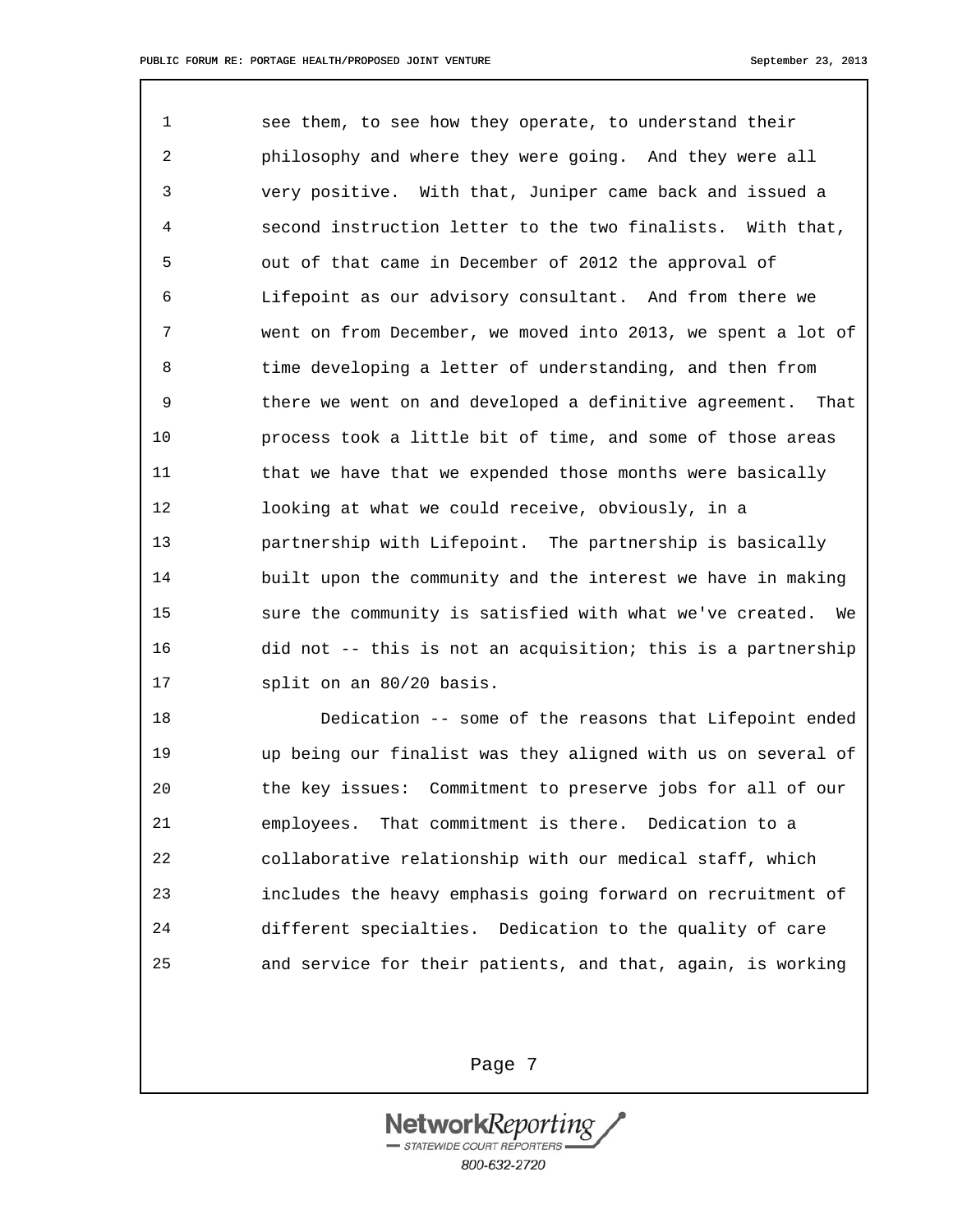see them, to see how they operate, to understand their philosophy and where they were going. And they were all very positive. With that, Juniper came back and issued a second instruction letter to the two finalists. With that, out of that came in December of 2012 the approval of Lifepoint as our advisory consultant. And from there we went on from December, we moved into 2013, we spent a lot of time developing a letter of understanding, and then from there we went on and developed a definitive agreement. That process took a little bit of time, and some of those areas that we have that we expended those months were basically looking at what we could receive, obviously, in a partnership with Lifepoint. The partnership is basically built upon the community and the interest we have in making sure the community is satisfied with what we've created. We did not -- this is not an acquisition; this is a partnership split on an 80/20 basis.

Dedication -- some of the reasons that Lifepoint ended up being our finalist was they aligned with us on several of the key issues: Commitment to preserve jobs for all of our employees. That commitment is there. Dedication to a collaborative relationship with our medical staff, which includes the heavy emphasis going forward on recruitment of different specialties. Dedication to the quality of care and service for their patients, and that, again, is working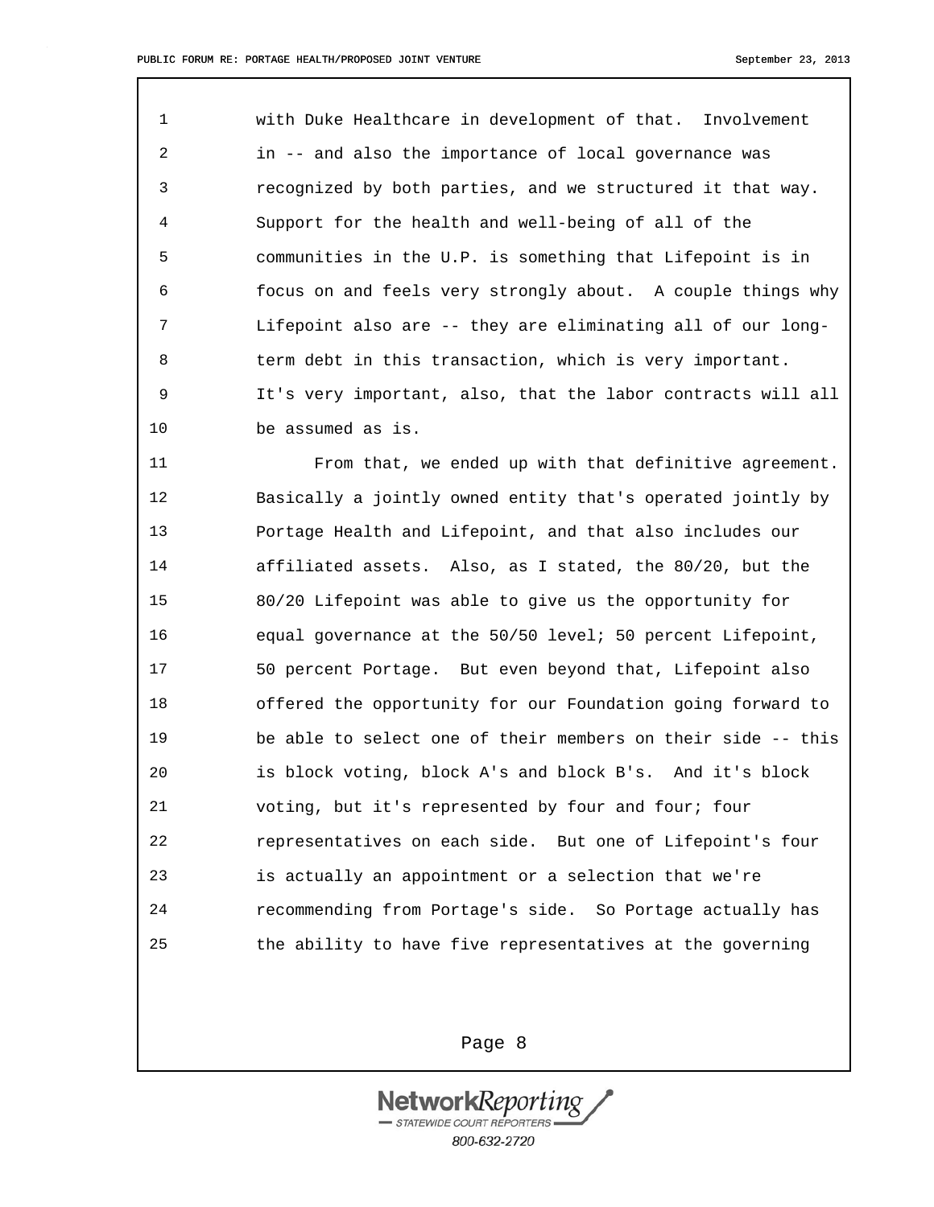with Duke Healthcare in development of that. Involvement in -- and also the importance of local governance was recognized by both parties, and we structured it that way. Support for the health and well-being of all of the communities in the U.P. is something that Lifepoint is in focus on and feels very strongly about. A couple things why Lifepoint also are -- they are eliminating all of our long-term debt in this transaction, which is very important. It's very important, also, that the labor contracts will all be assumed as is.

From that, we ended up with that definitive agreement. Basically a jointly owned entity that's operated jointly by Portage Health and Lifepoint, and that also includes our affiliated assets. Also, as I stated, the 80/20, but the 80/20 Lifepoint was able to give us the opportunity for equal governance at the 50/50 level; 50 percent Lifepoint, 50 percent Portage. But even beyond that, Lifepoint also offered the opportunity for our Foundation going forward to be able to select one of their members on their side -- this is block voting, block A's and block B's. And it's block voting, but it's represented by four and four; four representatives on each side. But one of Lifepoint's four is actually an appointment or a selection that we're recommending from Portage's side. So Portage actually has the ability to have five representatives at the governing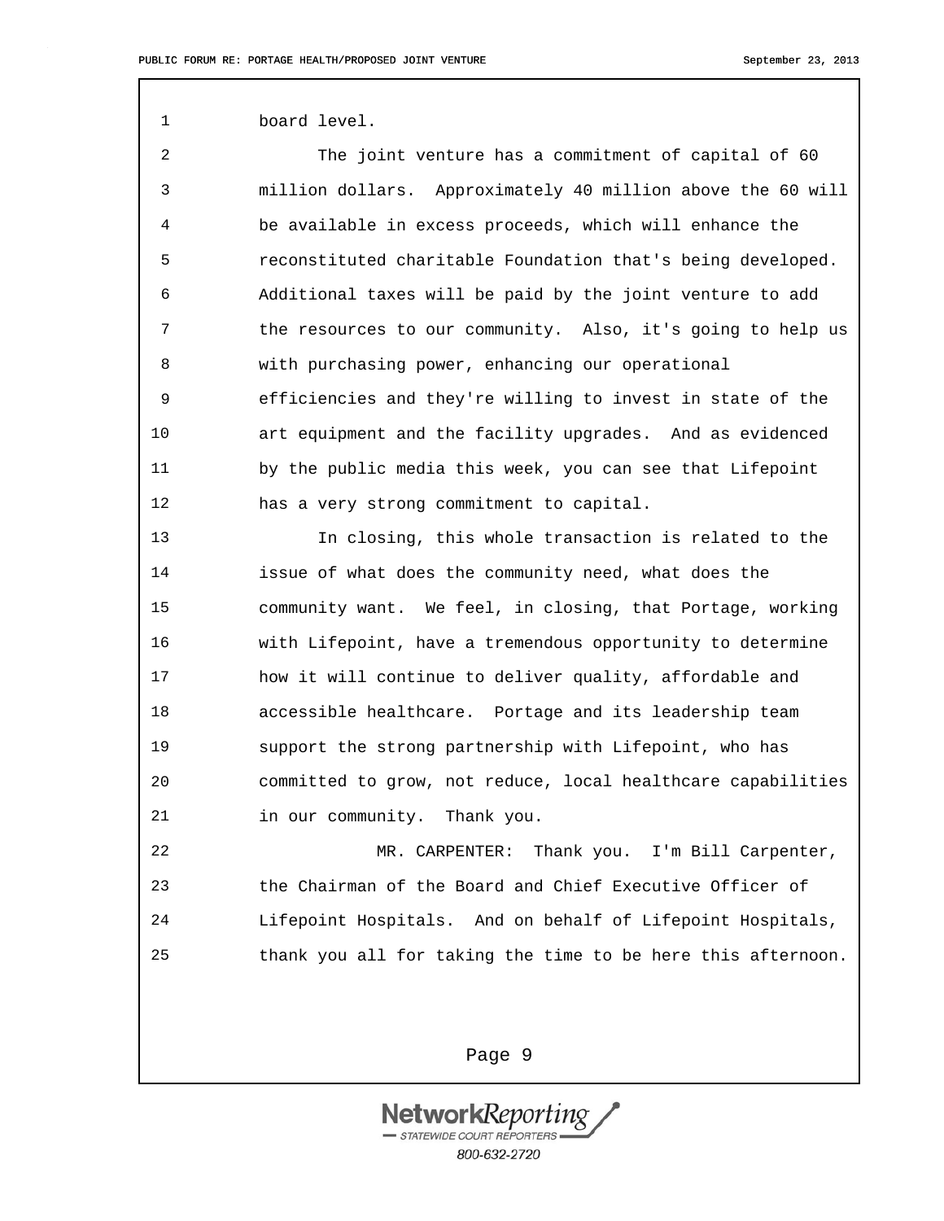board level.

The joint venture has a commitment of capital of 60 million dollars. Approximately 40 million above the 60 will be available in excess proceeds, which will enhance the reconstituted charitable Foundation that's being developed. Additional taxes will be paid by the joint venture to add the resources to our community. Also, it's going to help us with purchasing power, enhancing our operational efficiencies and they're willing to invest in state of the art equipment and the facility upgrades. And as evidenced by the public media this week, you can see that Lifepoint has a very strong commitment to capital.

In closing, this whole transaction is related to the issue of what does the community need, what does the community want. We feel, in closing, that Portage, working with Lifepoint, have a tremendous opportunity to determine how it will continue to deliver quality, affordable and accessible healthcare. Portage and its leadership team support the strong partnership with Lifepoint, who has committed to grow, not reduce, local healthcare capabilities in our community. Thank you.

MR. CARPENTER: Thank you. I'm Bill Carpenter, the Chairman of the Board and Chief Executive Officer of Lifepoint Hospitals. And on behalf of Lifepoint Hospitals, thank you all for taking the time to be here this afternoon.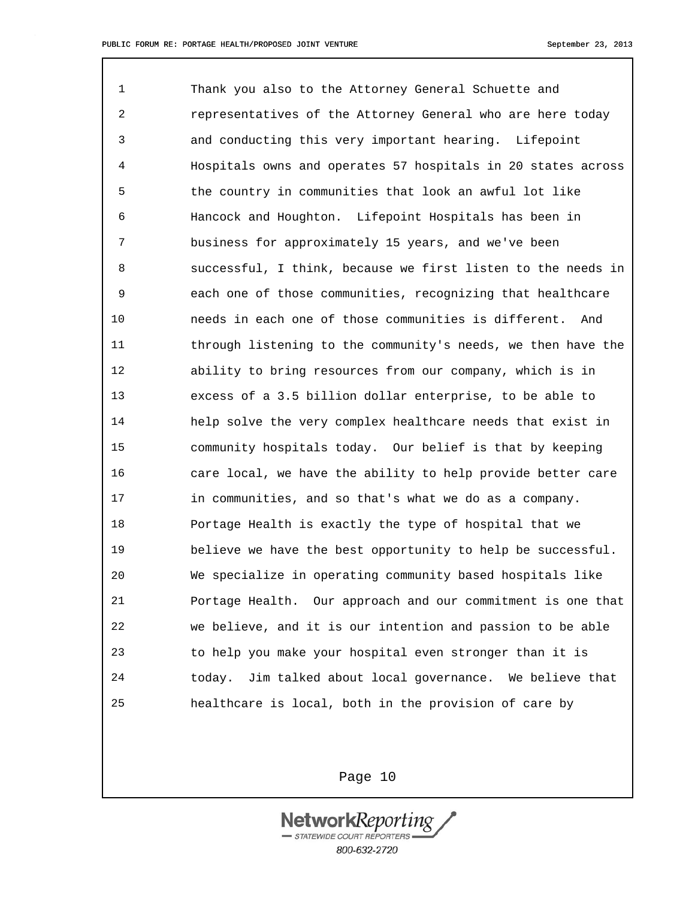Thank you also to the Attorney General Schuette and representatives of the Attorney General who are here today and conducting this very important hearing. Lifepoint Hospitals owns and operates 57 hospitals in 20 states across the country in communities that look an awful lot like Hancock and Houghton. Lifepoint Hospitals has been in business for approximately 15 years, and we've been successful, I think, because we first listen to the needs in each one of those communities, recognizing that healthcare needs in each one of those communities is different. And through listening to the community's needs, we then have the ability to bring resources from our company, which is in excess of a 3.5 billion dollar enterprise, to be able to help solve the very complex healthcare needs that exist in community hospitals today. Our belief is that by keeping care local, we have the ability to help provide better care in communities, and so that's what we do as a company. Portage Health is exactly the type of hospital that we believe we have the best opportunity to help be successful. We specialize in operating community based hospitals like Portage Health. Our approach and our commitment is one that we believe, and it is our intention and passion to be able to help you make your hospital even stronger than it is today. Jim talked about local governance. We believe that healthcare is local, both in the provision of care by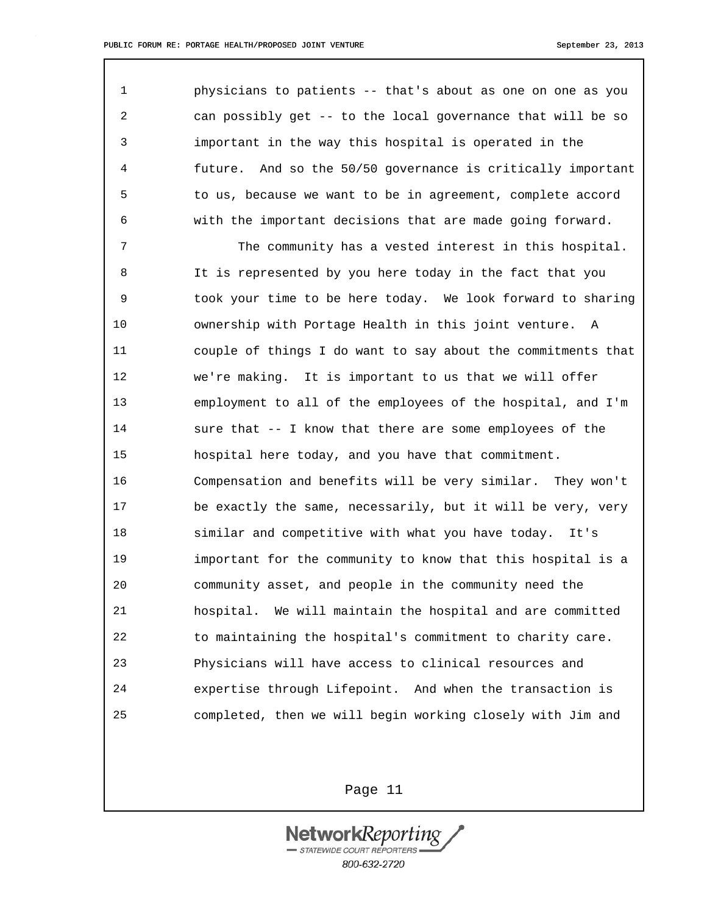physicians to patients -- that's about as one on one as you can possibly get -- to the local governance that will be so important in the way this hospital is operated in the future. And so the 50/50 governance is critically important to us, because we want to be in agreement, complete accord with the important decisions that are made going forward.

The community has a vested interest in this hospital. It is represented by you here today in the fact that you took your time to be here today. We look forward to sharing ownership with Portage Health in this joint venture. A couple of things I do want to say about the commitments that we're making. It is important to us that we will offer employment to all of the employees of the hospital, and I'm sure that -- I know that there are some employees of the hospital here today, and you have that commitment. Compensation and benefits will be very similar. They won't be exactly the same, necessarily, but it will be very, very similar and competitive with what you have today. It's important for the community to know that this hospital is a community asset, and people in the community need the hospital. We will maintain the hospital and are committed to maintaining the hospital's commitment to charity care. Physicians will have access to clinical resources and expertise through Lifepoint. And when the transaction is completed, then we will begin working closely with Jim and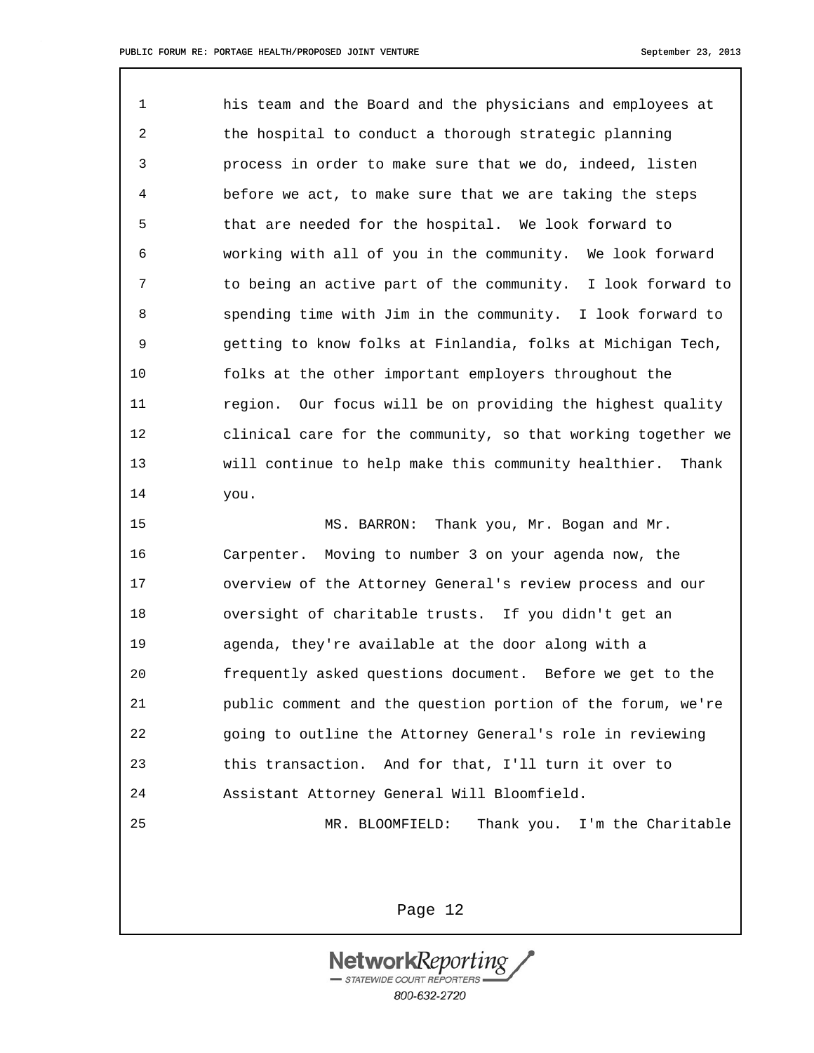his team and the Board and the physicians and employees at the hospital to conduct a thorough strategic planning process in order to make sure that we do, indeed, listen before we act, to make sure that we are taking the steps that are needed for the hospital. We look forward to working with all of you in the community. We look forward to being an active part of the community. I look forward to spending time with Jim in the community. I look forward to getting to know folks at Finlandia, folks at Michigan Tech, folks at the other important employers throughout the region. Our focus will be on providing the highest quality clinical care for the community, so that working together we will continue to help make this community healthier. Thank you.

MS. BARRON: Thank you, Mr. Bogan and Mr. Carpenter. Moving to number 3 on your agenda now, the overview of the Attorney General's review process and our oversight of charitable trusts. If you didn't get an agenda, they're available at the door along with a frequently asked questions document. Before we get to the public comment and the question portion of the forum, we're going to outline the Attorney General's role in reviewing this transaction. And for that, I'll turn it over to Assistant Attorney General Will Bloomfield.

MR. BLOOMFIELD: Thank you. I'm the Charitable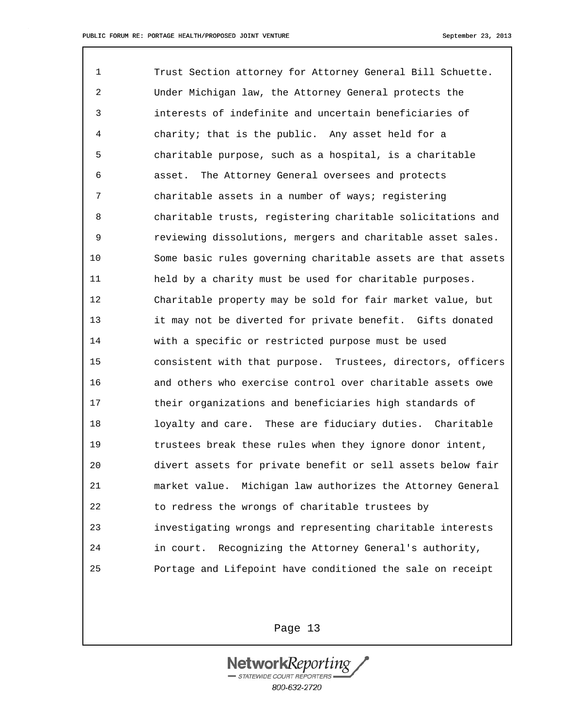Trust Section attorney for Attorney General Bill Schuette. Under Michigan law, the Attorney General protects the interests of indefinite and uncertain beneficiaries of charity; that is the public. Any asset held for a charitable purpose, such as a hospital, is a charitable asset. The Attorney General oversees and protects charitable assets in a number of ways; registering charitable trusts, registering charitable solicitations and reviewing dissolutions, mergers and charitable asset sales. Some basic rules governing charitable assets are that assets held by a charity must be used for charitable purposes. Charitable property may be sold for fair market value, but it may not be diverted for private benefit. Gifts donated with a specific or restricted purpose must be used consistent with that purpose. Trustees, directors, officers and others who exercise control over charitable assets owe their organizations and beneficiaries high standards of loyalty and care. These are fiduciary duties. Charitable trustees break these rules when they ignore donor intent, divert assets for private benefit or sell assets below fair market value. Michigan law authorizes the Attorney General to redress the wrongs of charitable trustees by investigating wrongs and representing charitable interests in court. Recognizing the Attorney General's authority, Portage and Lifepoint have conditioned the sale on receipt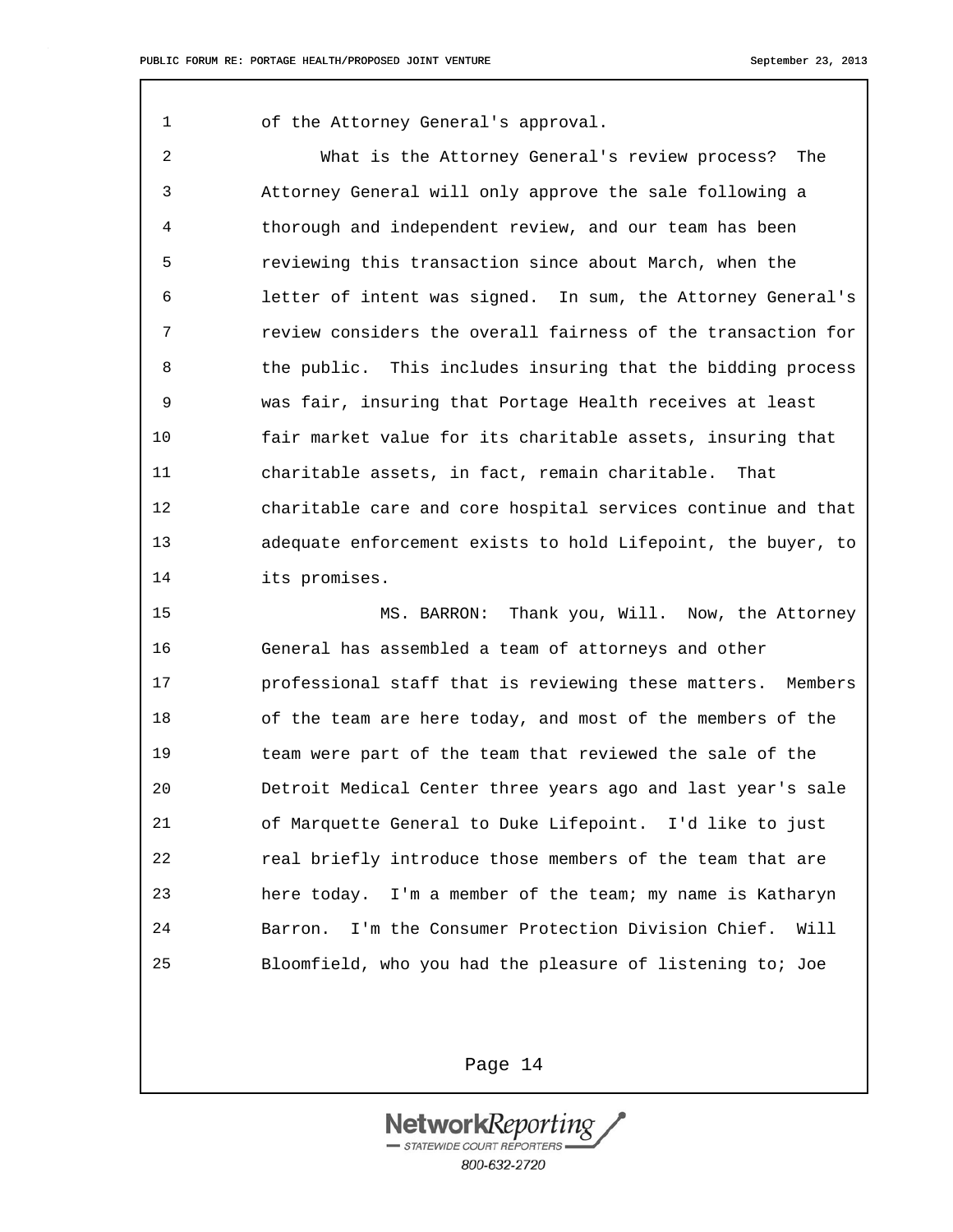of the Attorney General's approval.

What is the Attorney General's review process? The Attorney General will only approve the sale following a thorough and independent review, and our team has been reviewing this transaction since about March, when the letter of intent was signed. In sum, the Attorney General's review considers the overall fairness of the transaction for the public. This includes insuring that the bidding process was fair, insuring that Portage Health receives at least fair market value for its charitable assets, insuring that charitable assets, in fact, remain charitable. That charitable care and core hospital services continue and that adequate enforcement exists to hold Lifepoint, the buyer, to its promises.

MS. BARRON: Thank you, Will. Now, the Attorney General has assembled a team of attorneys and other professional staff that is reviewing these matters. Members of the team are here today, and most of the members of the team were part of the team that reviewed the sale of the Detroit Medical Center three years ago and last year's sale of Marquette General to Duke Lifepoint. I'd like to just real briefly introduce those members of the team that are here today. I'm a member of the team; my name is Katharyn Barron. I'm the Consumer Protection Division Chief. Will Bloomfield, who you had the pleasure of listening to; Joe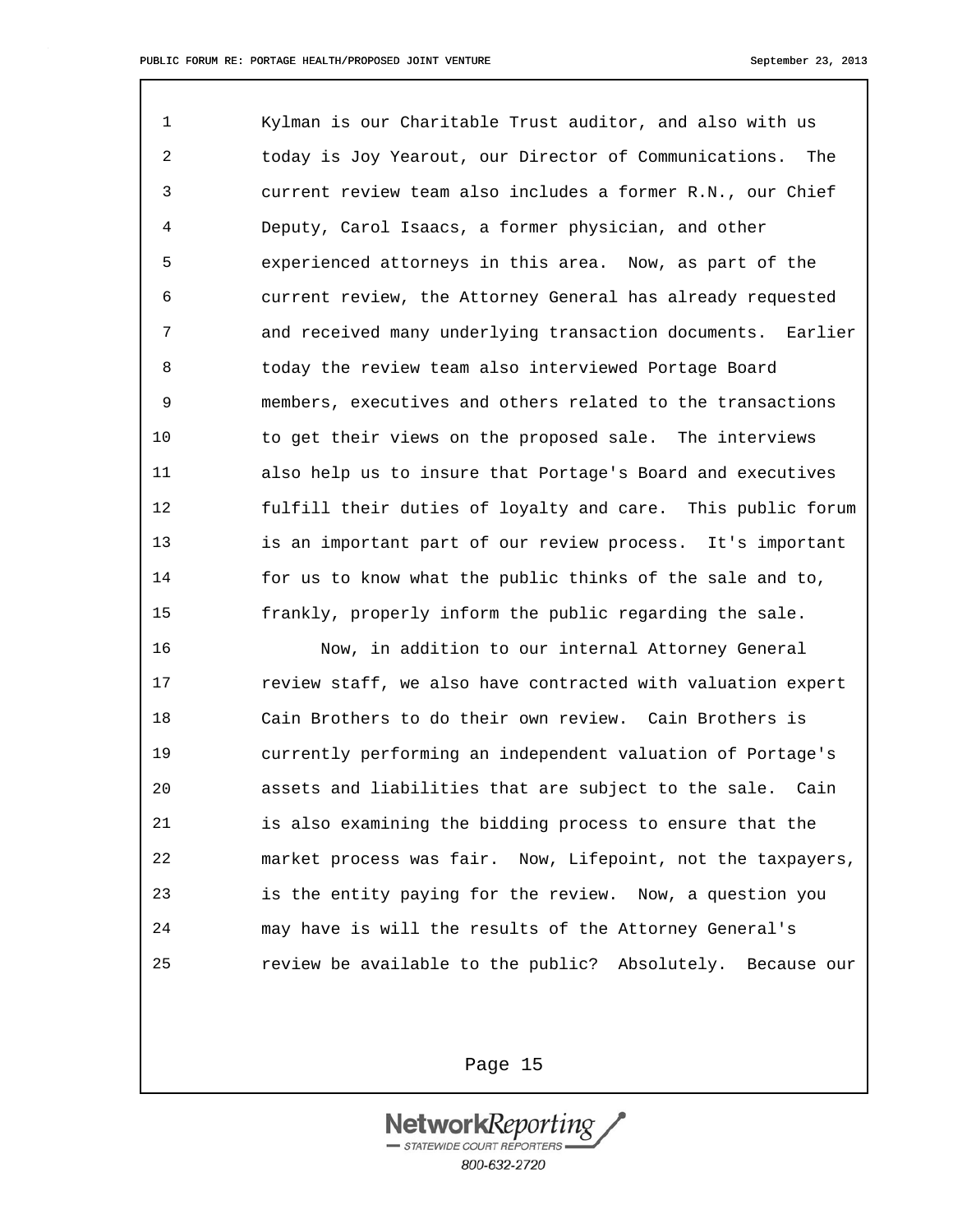Kylman is our Charitable Trust auditor, and also with us today is Joy Yearout, our Director of Communications. The current review team also includes a former R.N., our Chief Deputy, Carol Isaacs, a former physician, and other experienced attorneys in this area. Now, as part of the current review, the Attorney General has already requested and received many underlying transaction documents. Earlier today the review team also interviewed Portage Board members, executives and others related to the transactions to get their views on the proposed sale. The interviews also help us to insure that Portage's Board and executives fulfill their duties of loyalty and care. This public forum is an important part of our review process. It's important for us to know what the public thinks of the sale and to, frankly, properly inform the public regarding the sale.

Now, in addition to our internal Attorney General review staff, we also have contracted with valuation expert Cain Brothers to do their own review. Cain Brothers is currently performing an independent valuation of Portage's assets and liabilities that are subject to the sale. Cain is also examining the bidding process to ensure that the market process was fair. Now, Lifepoint, not the taxpayers, is the entity paying for the review. Now, a question you may have is will the results of the Attorney General's review be available to the public? Absolutely. Because our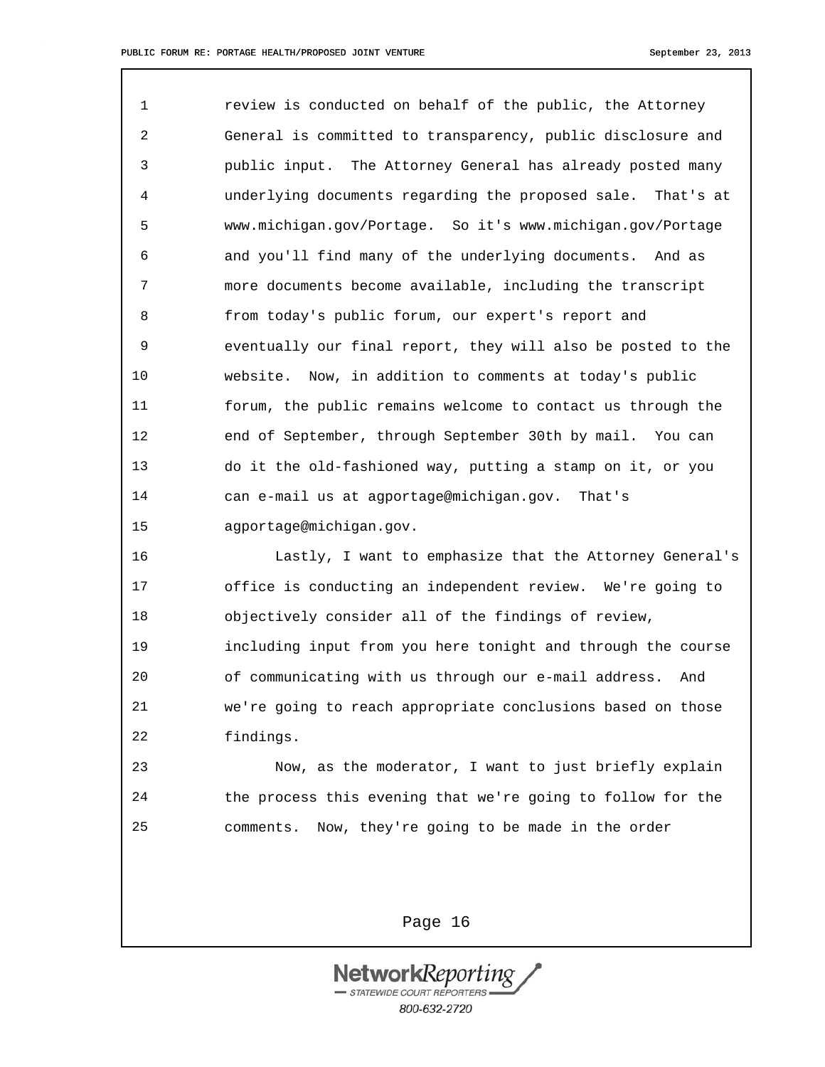review is conducted on behalf of the public, the Attorney General is committed to transparency, public disclosure and public input. The Attorney General has already posted many underlying documents regarding the proposed sale. That's at www.michigan.gov/Portage. So it's www.michigan.gov/Portage and you'll find many of the underlying documents. And as more documents become available, including the transcript from today's public forum, our expert's report and eventually our final report, they will also be posted to the website. Now, in addition to comments at today's public forum, the public remains welcome to contact us through the end of September, through September 30th by mail. You can do it the old-fashioned way, putting a stamp on it, or you can e-mail us at agportage@michigan.gov. That's agportage@michigan.gov.

Lastly, I want to emphasize that the Attorney General's office is conducting an independent review. We're going to objectively consider all of the findings of review, including input from you here tonight and through the course of communicating with us through our e-mail address. And we're going to reach appropriate conclusions based on those findings.

Now, as the moderator, I want to just briefly explain the process this evening that we're going to follow for the comments. Now, they're going to be made in the order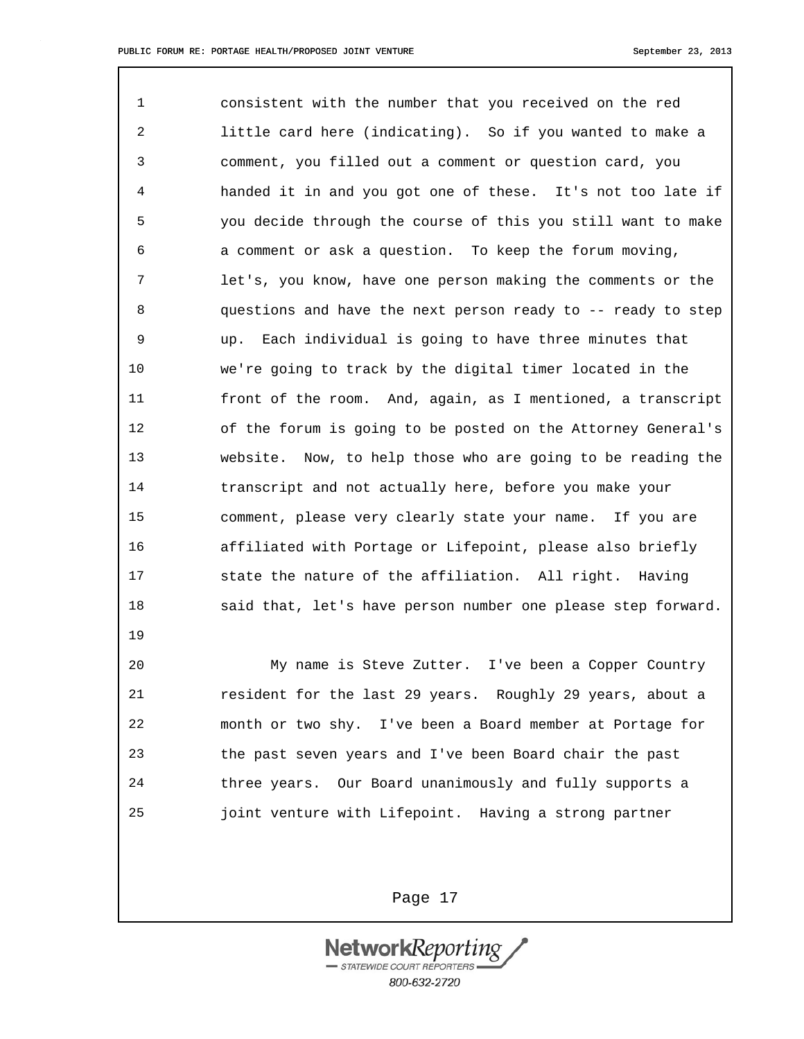consistent with the number that you received on the red little card here (indicating). So if you wanted to make a comment, you filled out a comment or question card, you handed it in and you got one of these. It's not too late if you decide through the course of this you still want to make a comment or ask a question. To keep the forum moving, let's, you know, have one person making the comments or the questions and have the next person ready to -- ready to step up. Each individual is going to have three minutes that we're going to track by the digital timer located in the front of the room. And, again, as I mentioned, a transcript of the forum is going to be posted on the Attorney General's website. Now, to help those who are going to be reading the transcript and not actually here, before you make your comment, please very clearly state your name. If you are affiliated with Portage or Lifepoint, please also briefly state the nature of the affiliation. All right. Having said that, let's have person number one please step forward.

My name is Steve Zutter. I've been a Copper Country resident for the last 29 years. Roughly 29 years, about a month or two shy. I've been a Board member at Portage for the past seven years and I've been Board chair the past three years. Our Board unanimously and fully supports a joint venture with Lifepoint. Having a strong partner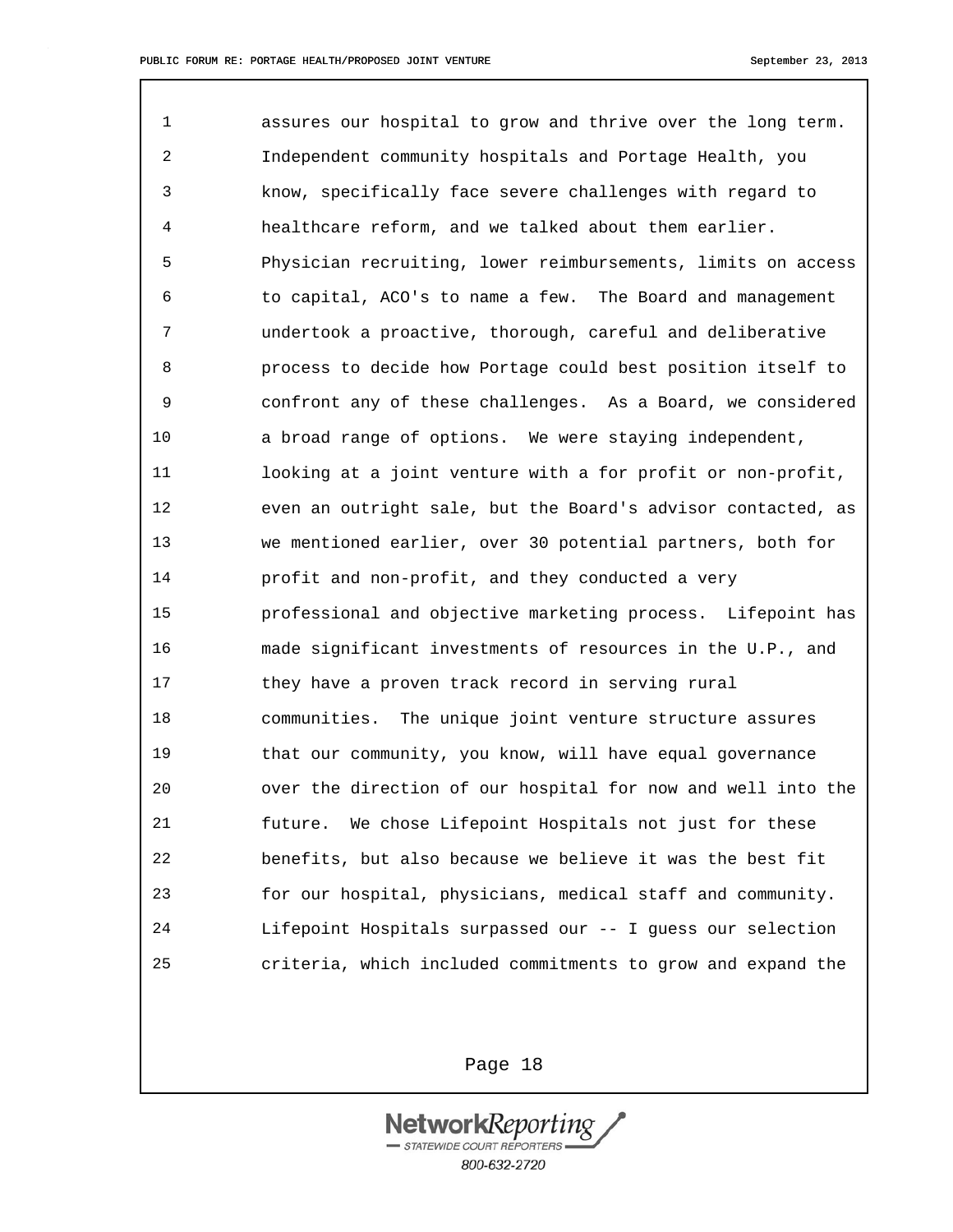assures our hospital to grow and thrive over the long term. Independent community hospitals and Portage Health, you know, specifically face severe challenges with regard to healthcare reform, and we talked about them earlier. Physician recruiting, lower reimbursements, limits on access to capital, ACO's to name a few. The Board and management undertook a proactive, thorough, careful and deliberative process to decide how Portage could best position itself to confront any of these challenges. As a Board, we considered a broad range of options. We were staying independent, looking at a joint venture with a for profit or non-profit, even an outright sale, but the Board's advisor contacted, as we mentioned earlier, over 30 potential partners, both for profit and non-profit, and they conducted a very professional and objective marketing process. Lifepoint has made significant investments of resources in the U.P., and they have a proven track record in serving rural communities. The unique joint venture structure assures that our community, you know, will have equal governance over the direction of our hospital for now and well into the future. We chose Lifepoint Hospitals not just for these benefits, but also because we believe it was the best fit for our hospital, physicians, medical staff and community. Lifepoint Hospitals surpassed our -- I guess our selection criteria, which included commitments to grow and expand the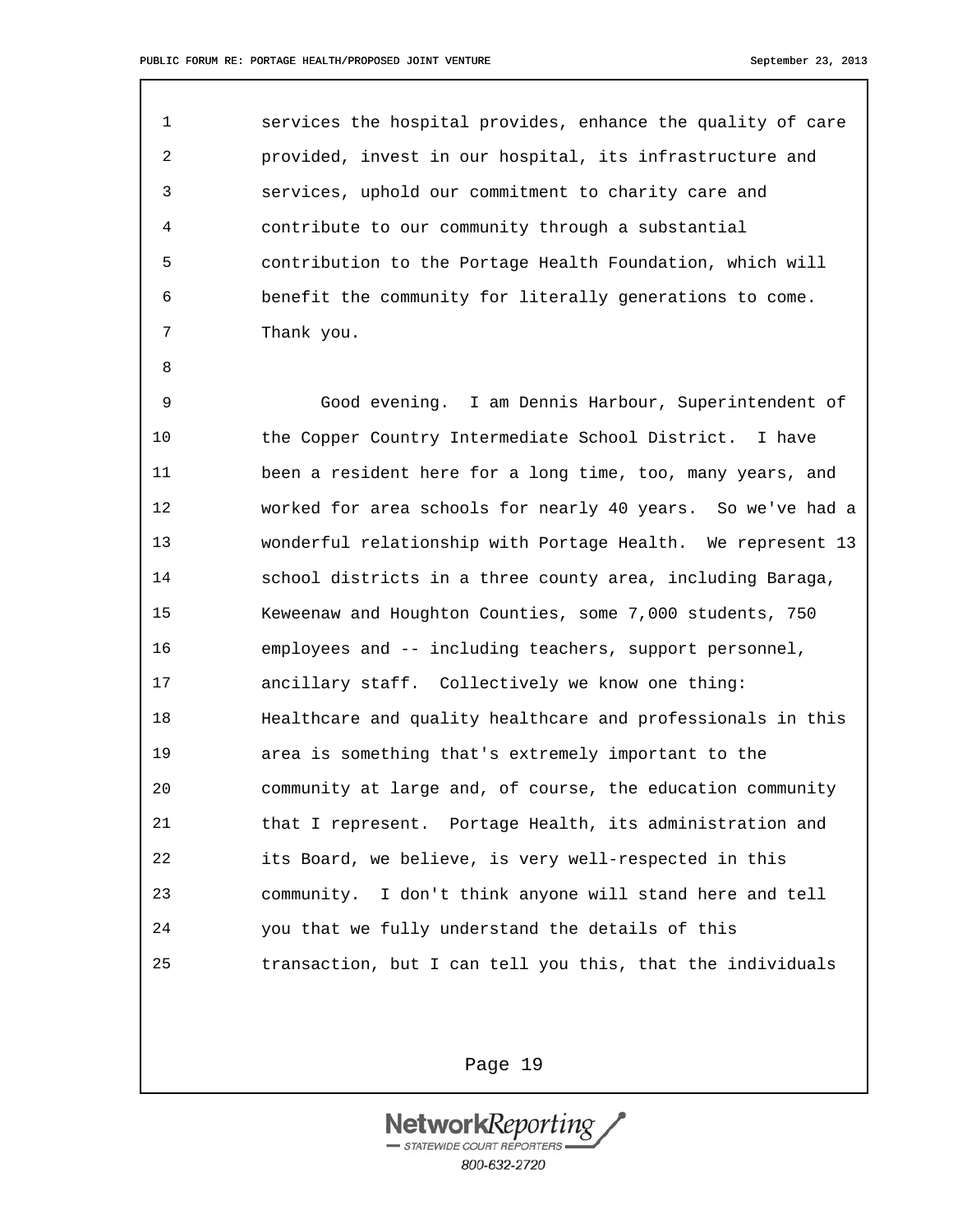services the hospital provides, enhance the quality of care provided, invest in our hospital, its infrastructure and services, uphold our commitment to charity care and contribute to our community through a substantial contribution to the Portage Health Foundation, which will benefit the community for literally generations to come. Thank you.

Good evening. I am Dennis Harbour, Superintendent of the Copper Country Intermediate School District. I have been a resident here for a long time, too, many years, and worked for area schools for nearly 40 years. So we've had a wonderful relationship with Portage Health. We represent 13 school districts in a three county area, including Baraga, Keweenaw and Houghton Counties, some 7,000 students, 750 employees and -- including teachers, support personnel, ancillary staff. Collectively we know one thing: Healthcare and quality healthcare and professionals in this area is something that's extremely important to the community at large and, of course, the education community that I represent. Portage Health, its administration and its Board, we believe, is very well-respected in this community. I don't think anyone will stand here and tell you that we fully understand the details of this transaction, but I can tell you this, that the individuals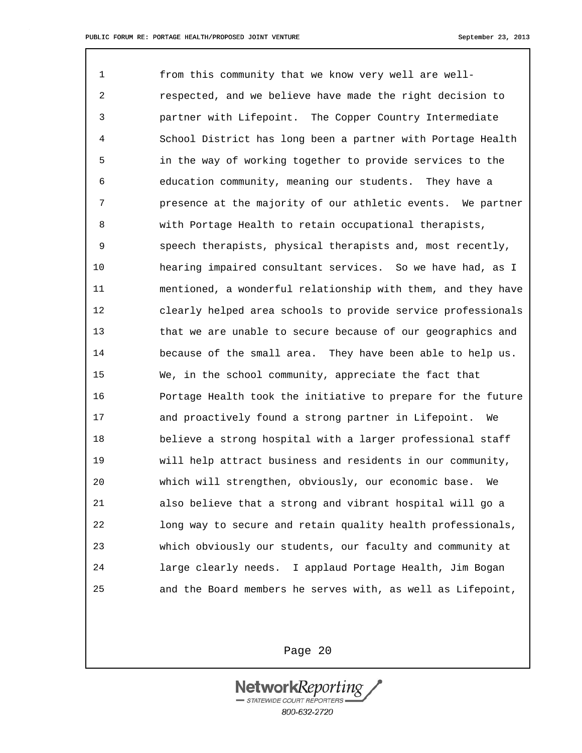from this community that we know very well are well-respected, and we believe have made the right decision to partner with Lifepoint. The Copper Country Intermediate School District has long been a partner with Portage Health in the way of working together to provide services to the education community, meaning our students. They have a presence at the majority of our athletic events. We partner with Portage Health to retain occupational therapists, speech therapists, physical therapists and, most recently, hearing impaired consultant services. So we have had, as I mentioned, a wonderful relationship with them, and they have clearly helped area schools to provide service professionals that we are unable to secure because of our geographics and because of the small area. They have been able to help us. We, in the school community, appreciate the fact that Portage Health took the initiative to prepare for the future and proactively found a strong partner in Lifepoint. We believe a strong hospital with a larger professional staff will help attract business and residents in our community, which will strengthen, obviously, our economic base. We also believe that a strong and vibrant hospital will go a long way to secure and retain quality health professionals, which obviously our students, our faculty and community at large clearly needs. I applaud Portage Health, Jim Bogan and the Board members he serves with, as well as Lifepoint,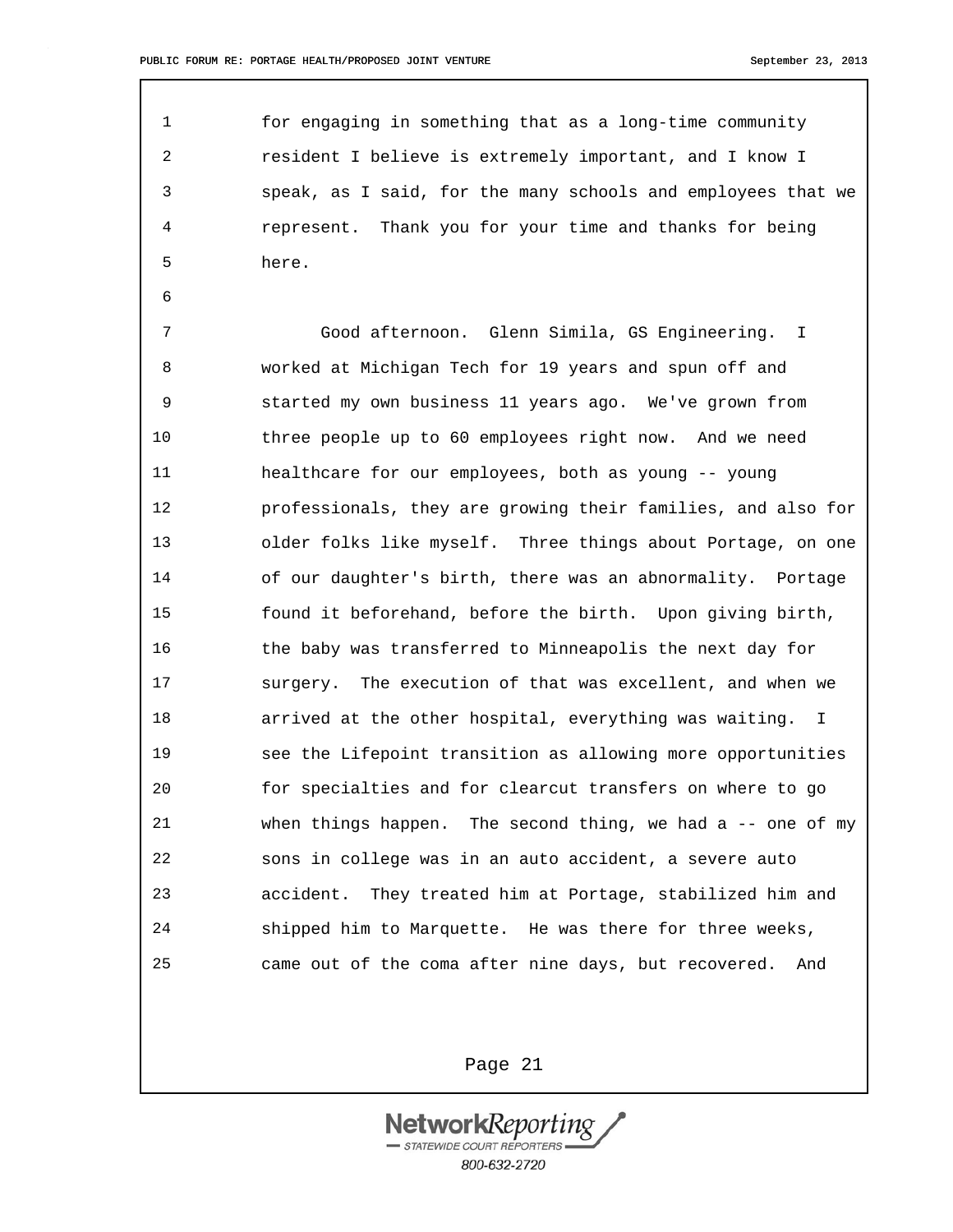for engaging in something that as a long-time community resident I believe is extremely important, and I know I speak, as I said, for the many schools and employees that we represent. Thank you for your time and thanks for being here.

Good afternoon. Glenn Simila, GS Engineering. I worked at Michigan Tech for 19 years and spun off and started my own business 11 years ago. We've grown from three people up to 60 employees right now. And we need healthcare for our employees, both as young -- young professionals, they are growing their families, and also for older folks like myself. Three things about Portage, on one of our daughter's birth, there was an abnormality. Portage found it beforehand, before the birth. Upon giving birth, the baby was transferred to Minneapolis the next day for surgery. The execution of that was excellent, and when we arrived at the other hospital, everything was waiting. I see the Lifepoint transition as allowing more opportunities for specialties and for clearcut transfers on where to go when things happen. The second thing, we had a -- one of my sons in college was in an auto accident, a severe auto accident. They treated him at Portage, stabilized him and shipped him to Marquette. He was there for three weeks, came out of the coma after nine days, but recovered. And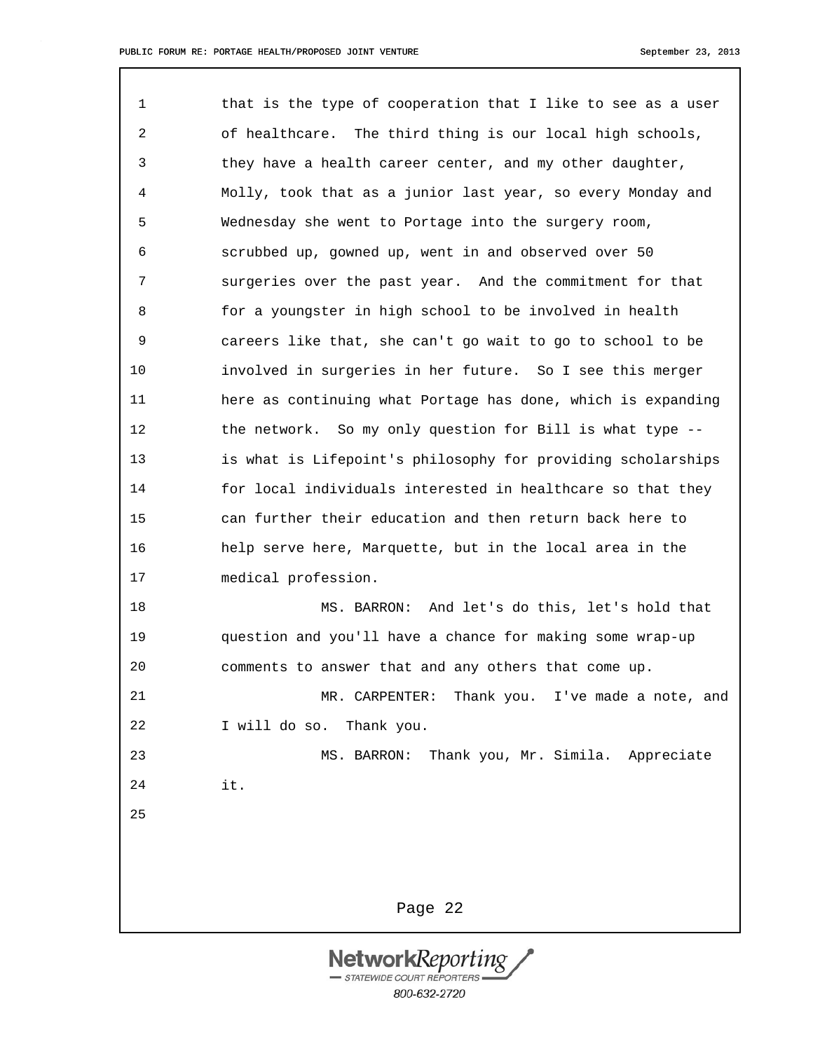that is the type of cooperation that I like to see as a user of healthcare. The third thing is our local high schools, they have a health career center, and my other daughter, Molly, took that as a junior last year, so every Monday and Wednesday she went to Portage into the surgery room, scrubbed up, gowned up, went in and observed over 50 surgeries over the past year. And the commitment for that for a youngster in high school to be involved in health careers like that, she can't go wait to go to school to be involved in surgeries in her future. So I see this merger here as continuing what Portage has done, which is expanding the network. So my only question for Bill is what type -- is what is Lifepoint's philosophy for providing scholarships for local individuals interested in healthcare so that they can further their education and then return back here to help serve here, Marquette, but in the local area in the medical profession.

MS. BARRON: And let's do this, let's hold that question and you'll have a chance for making some wrap-up comments to answer that and any others that come up.

MR. CARPENTER: Thank you. I've made a note, and I will do so. Thank you.

MS. BARRON: Thank you, Mr. Simila. Appreciate it.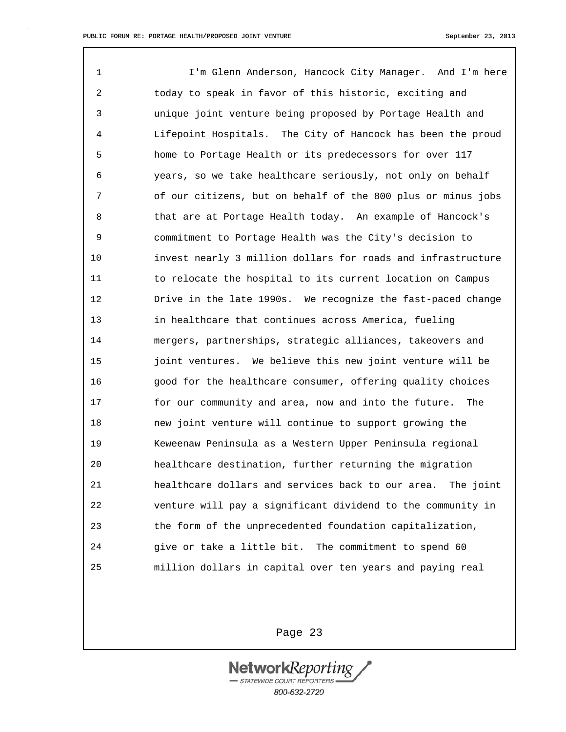I'm Glenn Anderson, Hancock City Manager. And I'm here today to speak in favor of this historic, exciting and unique joint venture being proposed by Portage Health and Lifepoint Hospitals. The City of Hancock has been the proud home to Portage Health or its predecessors for over 117 years, so we take healthcare seriously, not only on behalf of our citizens, but on behalf of the 800 plus or minus jobs that are at Portage Health today. An example of Hancock's commitment to Portage Health was the City's decision to invest nearly 3 million dollars for roads and infrastructure to relocate the hospital to its current location on Campus Drive in the late 1990s. We recognize the fast-paced change in healthcare that continues across America, fueling mergers, partnerships, strategic alliances, takeovers and joint ventures. We believe this new joint venture will be good for the healthcare consumer, offering quality choices for our community and area, now and into the future. The new joint venture will continue to support growing the Keweenaw Peninsula as a Western Upper Peninsula regional healthcare destination, further returning the migration healthcare dollars and services back to our area. The joint venture will pay a significant dividend to the community in the form of the unprecedented foundation capitalization, give or take a little bit. The commitment to spend 60 million dollars in capital over ten years and paying real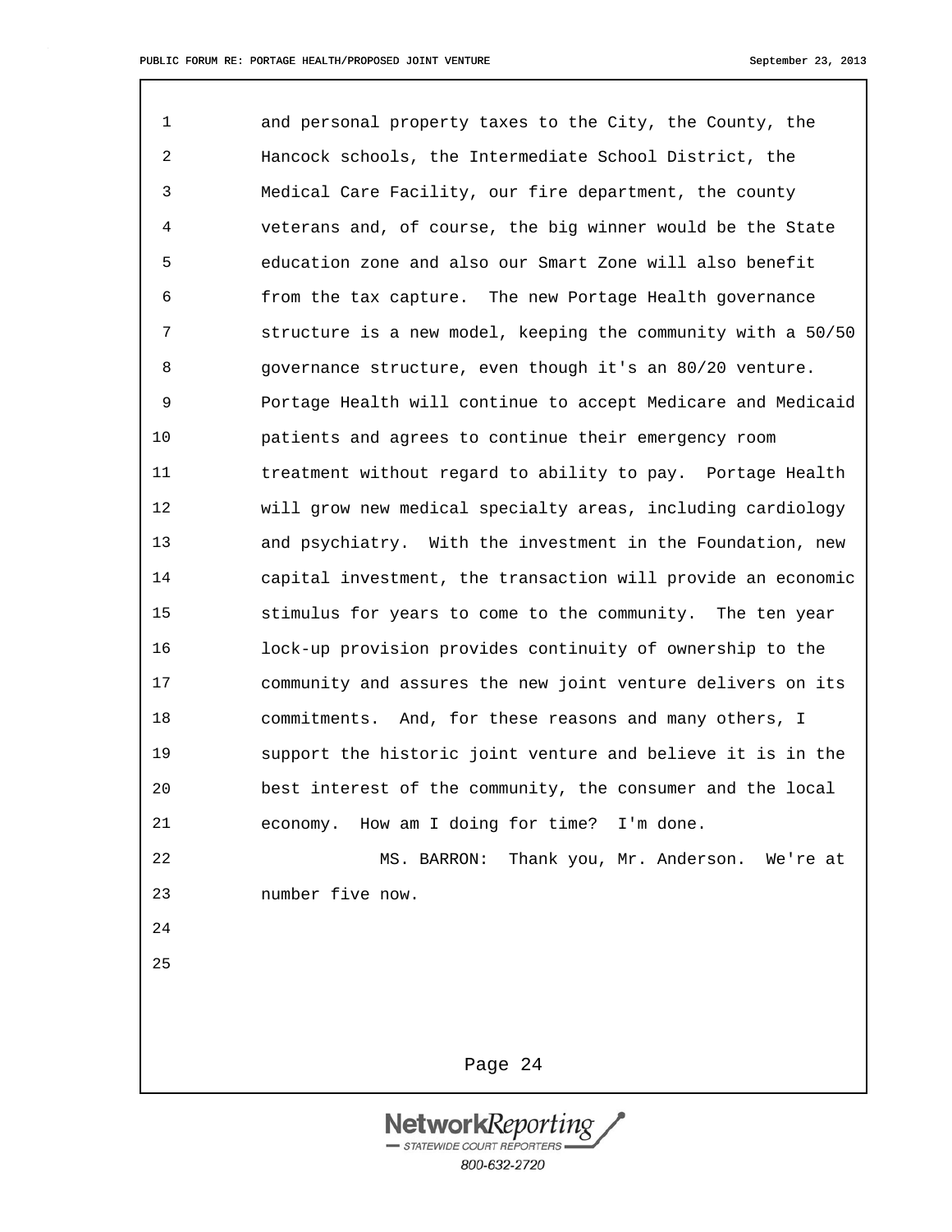and personal property taxes to the City, the County, the Hancock schools, the Intermediate School District, the Medical Care Facility, our fire department, the county veterans and, of course, the big winner would be the State education zone and also our Smart Zone will also benefit from the tax capture. The new Portage Health governance structure is a new model, keeping the community with a 50/50 governance structure, even though it's an 80/20 venture. Portage Health will continue to accept Medicare and Medicaid patients and agrees to continue their emergency room treatment without regard to ability to pay. Portage Health will grow new medical specialty areas, including cardiology and psychiatry. With the investment in the Foundation, new capital investment, the transaction will provide an economic stimulus for years to come to the community. The ten year lock-up provision provides continuity of ownership to the community and assures the new joint venture delivers on its commitments. And, for these reasons and many others, I support the historic joint venture and believe it is in the best interest of the community, the consumer and the local economy. How am I doing for time? I'm done.

MS. BARRON: Thank you, Mr. Anderson. We're at number five now.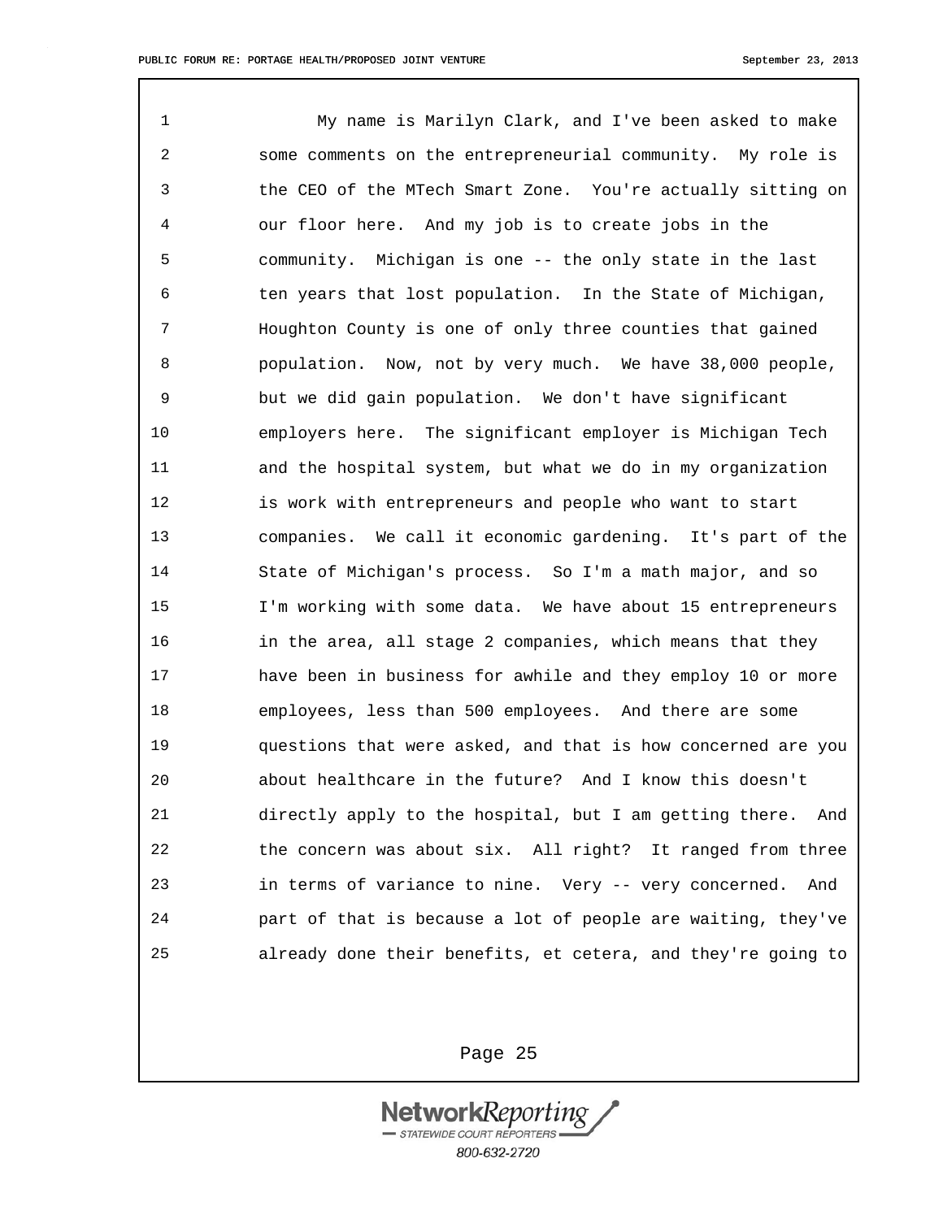My name is Marilyn Clark, and I've been asked to make some comments on the entrepreneurial community. My role is the CEO of the MTech Smart Zone. You're actually sitting on our floor here. And my job is to create jobs in the community. Michigan is one -- the only state in the last ten years that lost population. In the State of Michigan, Houghton County is one of only three counties that gained population. Now, not by very much. We have 38,000 people, but we did gain population. We don't have significant employers here. The significant employer is Michigan Tech and the hospital system, but what we do in my organization is work with entrepreneurs and people who want to start companies. We call it economic gardening. It's part of the State of Michigan's process. So I'm a math major, and so I'm working with some data. We have about 15 entrepreneurs in the area, all stage 2 companies, which means that they have been in business for awhile and they employ 10 or more employees, less than 500 employees. And there are some questions that were asked, and that is how concerned are you about healthcare in the future? And I know this doesn't directly apply to the hospital, but I am getting there. And the concern was about six. All right? It ranged from three in terms of variance to nine. Very -- very concerned. And part of that is because a lot of people are waiting, they've already done their benefits, et cetera, and they're going to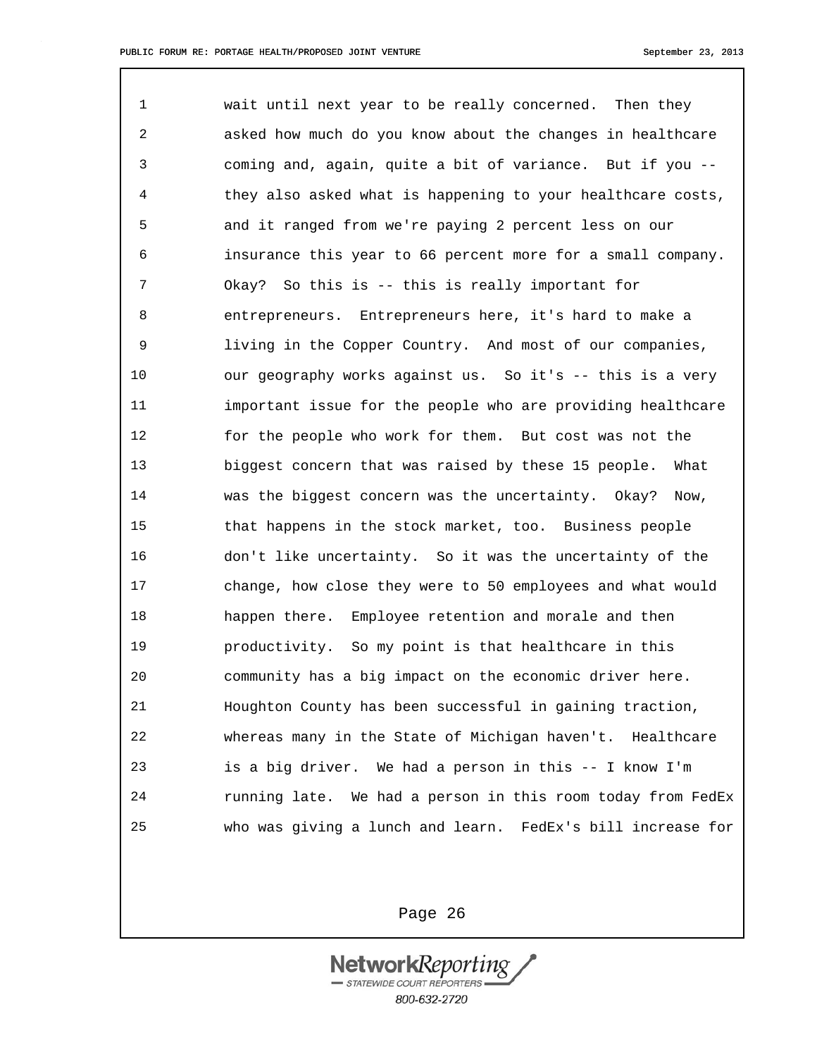1 wait until next year to be really concerned. Then they
2 asked how much do you know about the changes in healthcare
3 coming and, again, quite a bit of variance. But if you --
4 they also asked what is happening to your healthcare costs,
5 and it ranged from we're paying 2 percent less on our
6 insurance this year to 66 percent more for a small company.
7 Okay? So this is -- this is really important for
8 entrepreneurs. Entrepreneurs here, it's hard to make a
9 living in the Copper Country. And most of our companies,
10 our geography works against us. So it's -- this is a very
11 important issue for the people who are providing healthcare
12 for the people who work for them. But cost was not the
13 biggest concern that was raised by these 15 people. What
14 was the biggest concern was the uncertainty. Okay? Now,
15 that happens in the stock market, too. Business people
16 don't like uncertainty. So it was the uncertainty of the
17 change, how close they were to 50 employees and what would
18 happen there. Employee retention and morale and then
19 productivity. So my point is that healthcare in this
20 community has a big impact on the economic driver here.
21 Houghton County has been successful in gaining traction,
22 whereas many in the State of Michigan haven't. Healthcare
23 is a big driver. We had a person in this -- I know I'm
24 running late. We had a person in this room today from FedEx
25 who was giving a lunch and learn. FedEx's bill increase for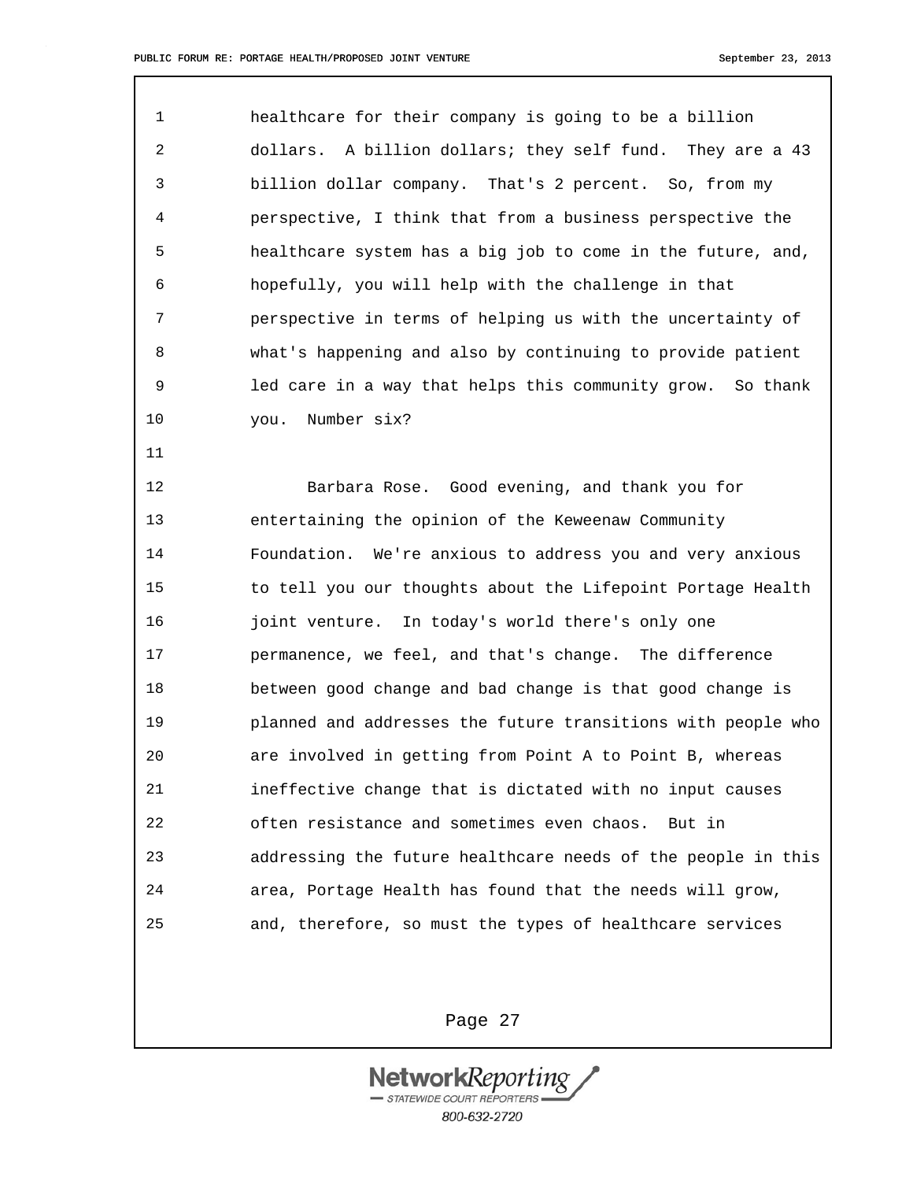healthcare for their company is going to be a billion dollars. A billion dollars; they self fund. They are a 43 billion dollar company. That's 2 percent. So, from my perspective, I think that from a business perspective the healthcare system has a big job to come in the future, and, hopefully, you will help with the challenge in that perspective in terms of helping us with the uncertainty of what's happening and also by continuing to provide patient led care in a way that helps this community grow. So thank you. Number six?

Barbara Rose. Good evening, and thank you for entertaining the opinion of the Keweenaw Community Foundation. We're anxious to address you and very anxious to tell you our thoughts about the Lifepoint Portage Health joint venture. In today's world there's only one permanence, we feel, and that's change. The difference between good change and bad change is that good change is planned and addresses the future transitions with people who are involved in getting from Point A to Point B, whereas ineffective change that is dictated with no input causes often resistance and sometimes even chaos. But in addressing the future healthcare needs of the people in this area, Portage Health has found that the needs will grow, and, therefore, so must the types of healthcare services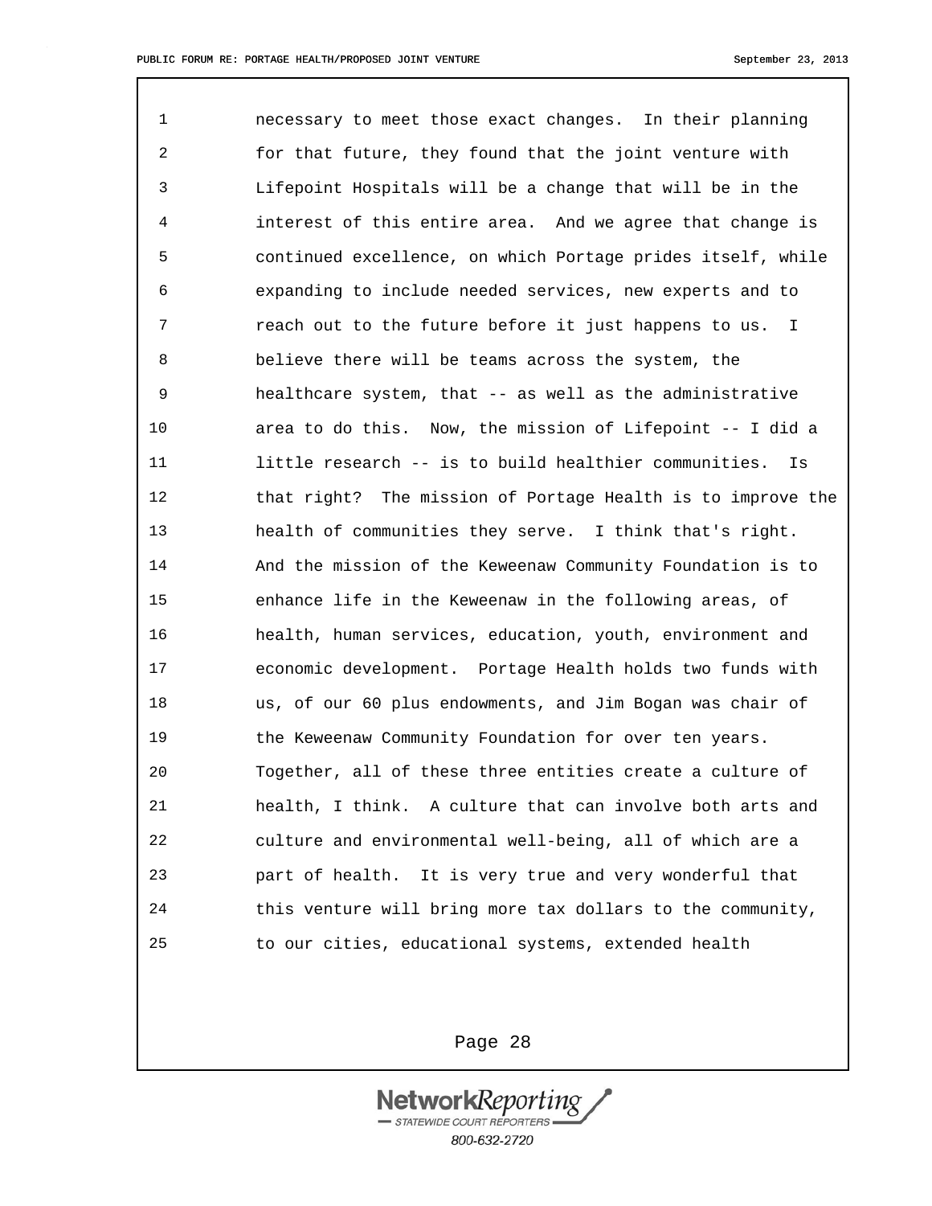necessary to meet those exact changes. In their planning for that future, they found that the joint venture with Lifepoint Hospitals will be a change that will be in the interest of this entire area. And we agree that change is continued excellence, on which Portage prides itself, while expanding to include needed services, new experts and to reach out to the future before it just happens to us. I believe there will be teams across the system, the healthcare system, that -- as well as the administrative area to do this. Now, the mission of Lifepoint -- I did a little research -- is to build healthier communities. Is that right? The mission of Portage Health is to improve the health of communities they serve. I think that's right. And the mission of the Keweenaw Community Foundation is to enhance life in the Keweenaw in the following areas, of health, human services, education, youth, environment and economic development. Portage Health holds two funds with us, of our 60 plus endowments, and Jim Bogan was chair of the Keweenaw Community Foundation for over ten years. Together, all of these three entities create a culture of health, I think. A culture that can involve both arts and culture and environmental well-being, all of which are a part of health. It is very true and very wonderful that this venture will bring more tax dollars to the community, to our cities, educational systems, extended health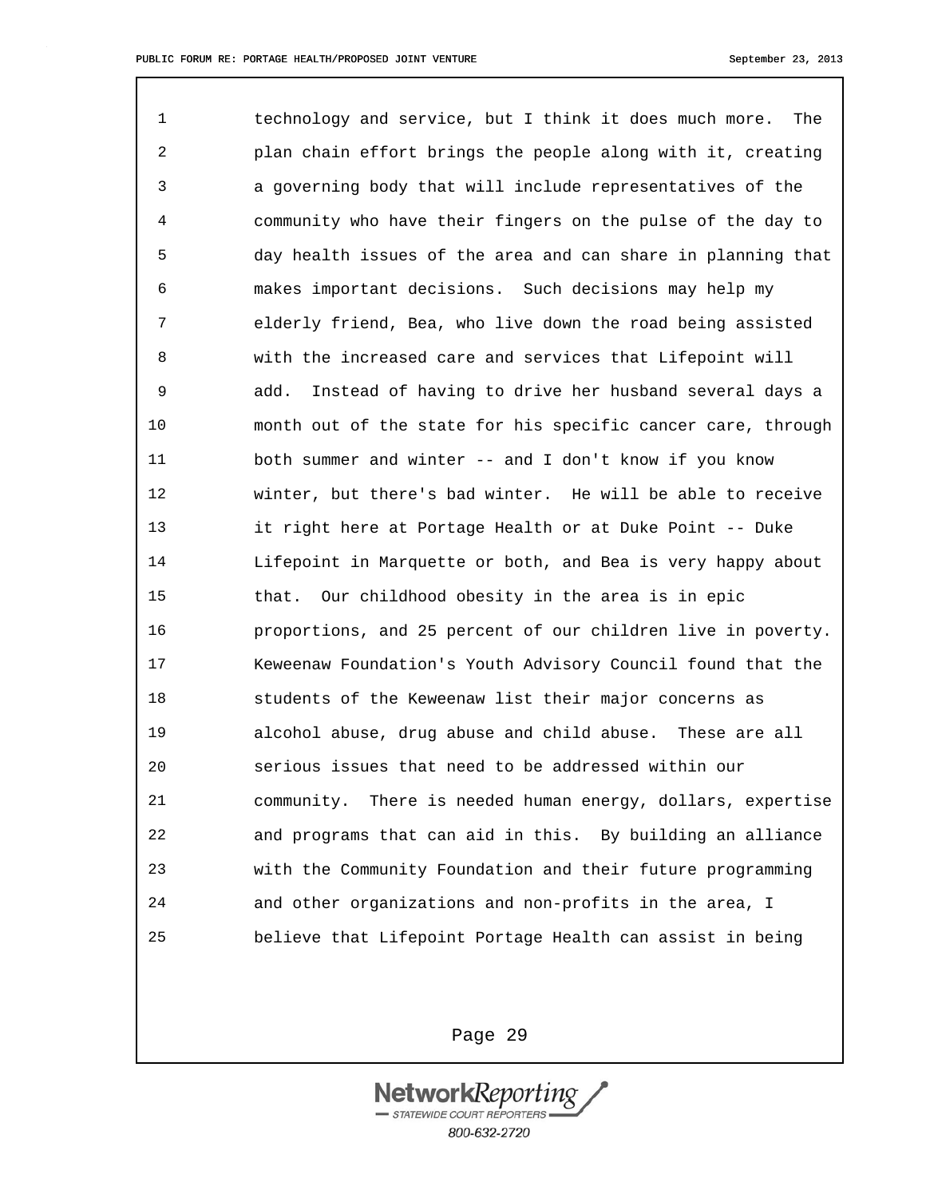technology and service, but I think it does much more. The plan chain effort brings the people along with it, creating a governing body that will include representatives of the community who have their fingers on the pulse of the day to day health issues of the area and can share in planning that makes important decisions. Such decisions may help my elderly friend, Bea, who live down the road being assisted with the increased care and services that Lifepoint will add. Instead of having to drive her husband several days a month out of the state for his specific cancer care, through both summer and winter -- and I don't know if you know winter, but there's bad winter. He will be able to receive it right here at Portage Health or at Duke Point -- Duke Lifepoint in Marquette or both, and Bea is very happy about that. Our childhood obesity in the area is in epic proportions, and 25 percent of our children live in poverty. Keweenaw Foundation's Youth Advisory Council found that the students of the Keweenaw list their major concerns as alcohol abuse, drug abuse and child abuse. These are all serious issues that need to be addressed within our community. There is needed human energy, dollars, expertise and programs that can aid in this. By building an alliance with the Community Foundation and their future programming and other organizations and non-profits in the area, I believe that Lifepoint Portage Health can assist in being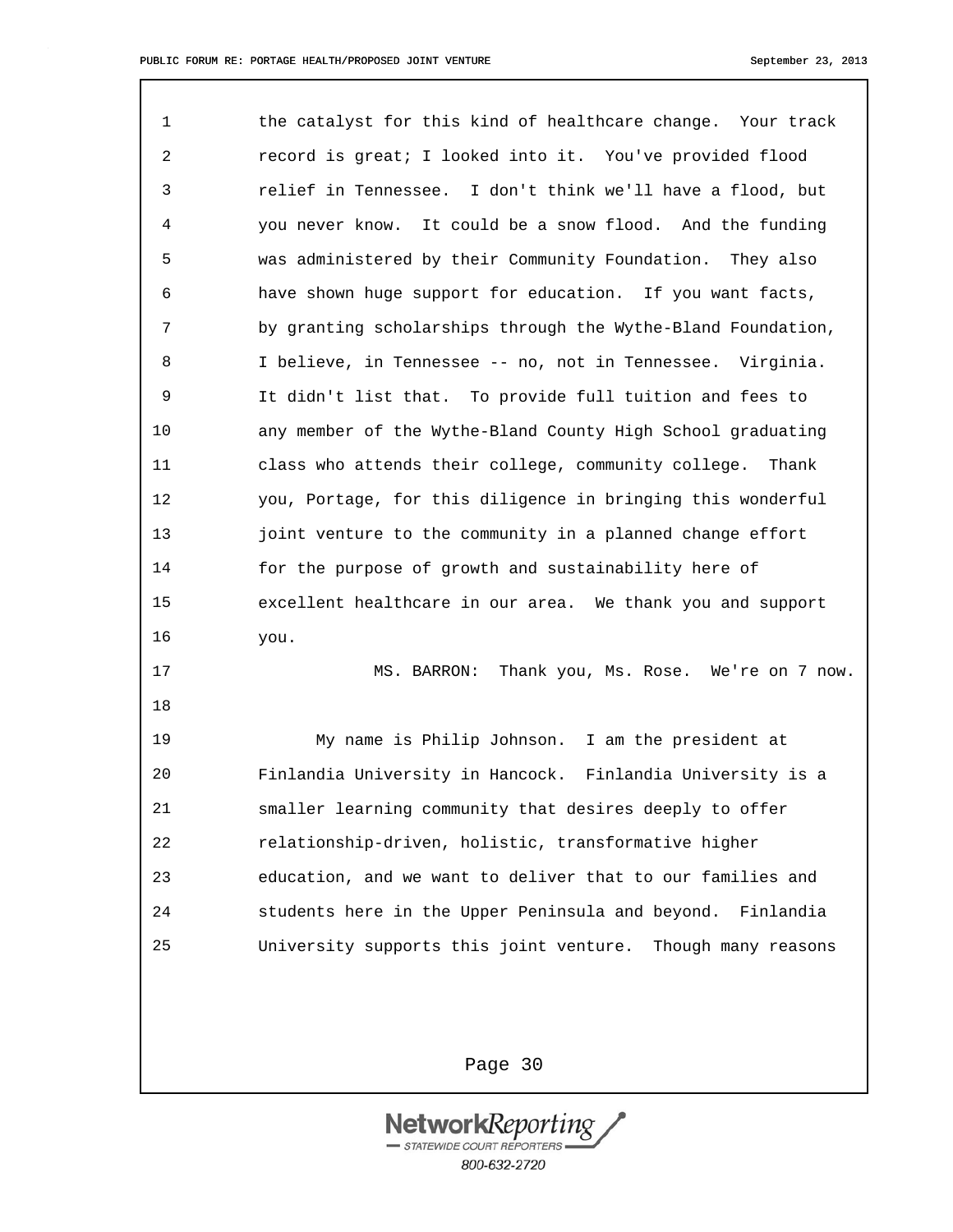the catalyst for this kind of healthcare change. Your track record is great; I looked into it. You've provided flood relief in Tennessee. I don't think we'll have a flood, but you never know. It could be a snow flood. And the funding was administered by their Community Foundation. They also have shown huge support for education. If you want facts, by granting scholarships through the Wythe-Bland Foundation, I believe, in Tennessee -- no, not in Tennessee. Virginia. It didn't list that. To provide full tuition and fees to any member of the Wythe-Bland County High School graduating class who attends their college, community college. Thank you, Portage, for this diligence in bringing this wonderful joint venture to the community in a planned change effort for the purpose of growth and sustainability here of excellent healthcare in our area. We thank you and support you.

MS. BARRON: Thank you, Ms. Rose. We're on 7 now.

My name is Philip Johnson. I am the president at Finlandia University in Hancock. Finlandia University is a smaller learning community that desires deeply to offer relationship-driven, holistic, transformative higher education, and we want to deliver that to our families and students here in the Upper Peninsula and beyond. Finlandia University supports this joint venture. Though many reasons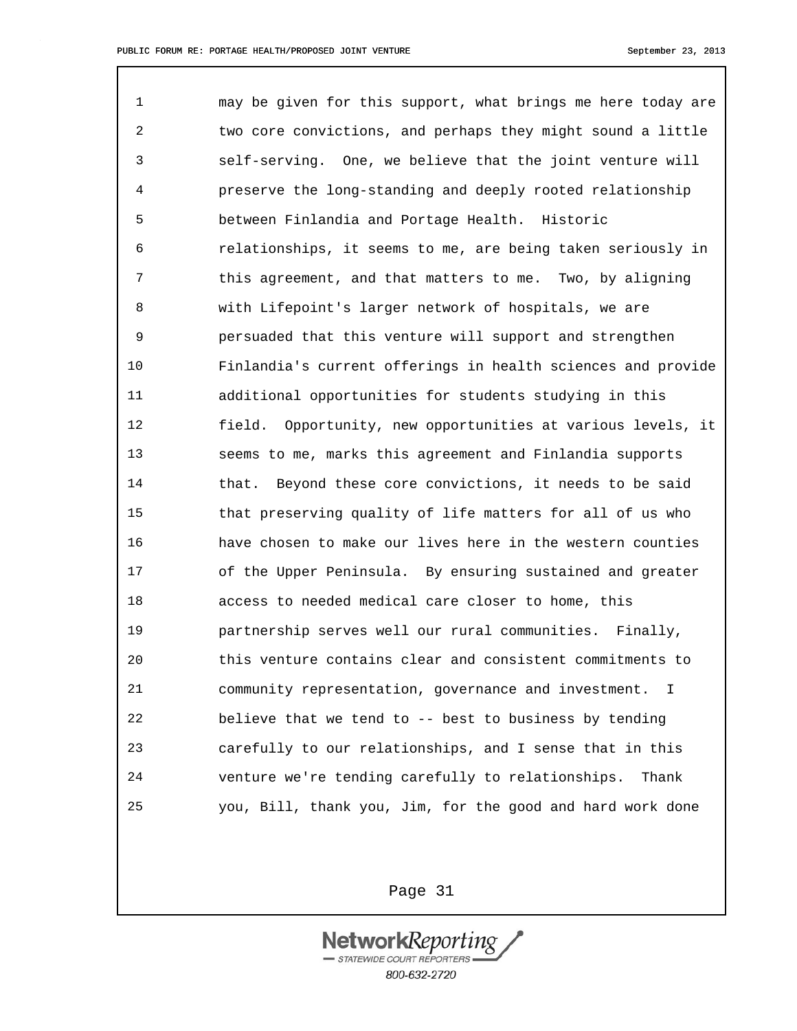may be given for this support, what brings me here today are two core convictions, and perhaps they might sound a little self-serving. One, we believe that the joint venture will preserve the long-standing and deeply rooted relationship between Finlandia and Portage Health. Historic relationships, it seems to me, are being taken seriously in this agreement, and that matters to me. Two, by aligning with Lifepoint's larger network of hospitals, we are persuaded that this venture will support and strengthen Finlandia's current offerings in health sciences and provide additional opportunities for students studying in this field. Opportunity, new opportunities at various levels, it seems to me, marks this agreement and Finlandia supports that. Beyond these core convictions, it needs to be said that preserving quality of life matters for all of us who have chosen to make our lives here in the western counties of the Upper Peninsula. By ensuring sustained and greater access to needed medical care closer to home, this partnership serves well our rural communities. Finally, this venture contains clear and consistent commitments to community representation, governance and investment. I believe that we tend to -- best to business by tending carefully to our relationships, and I sense that in this venture we're tending carefully to relationships. Thank you, Bill, thank you, Jim, for the good and hard work done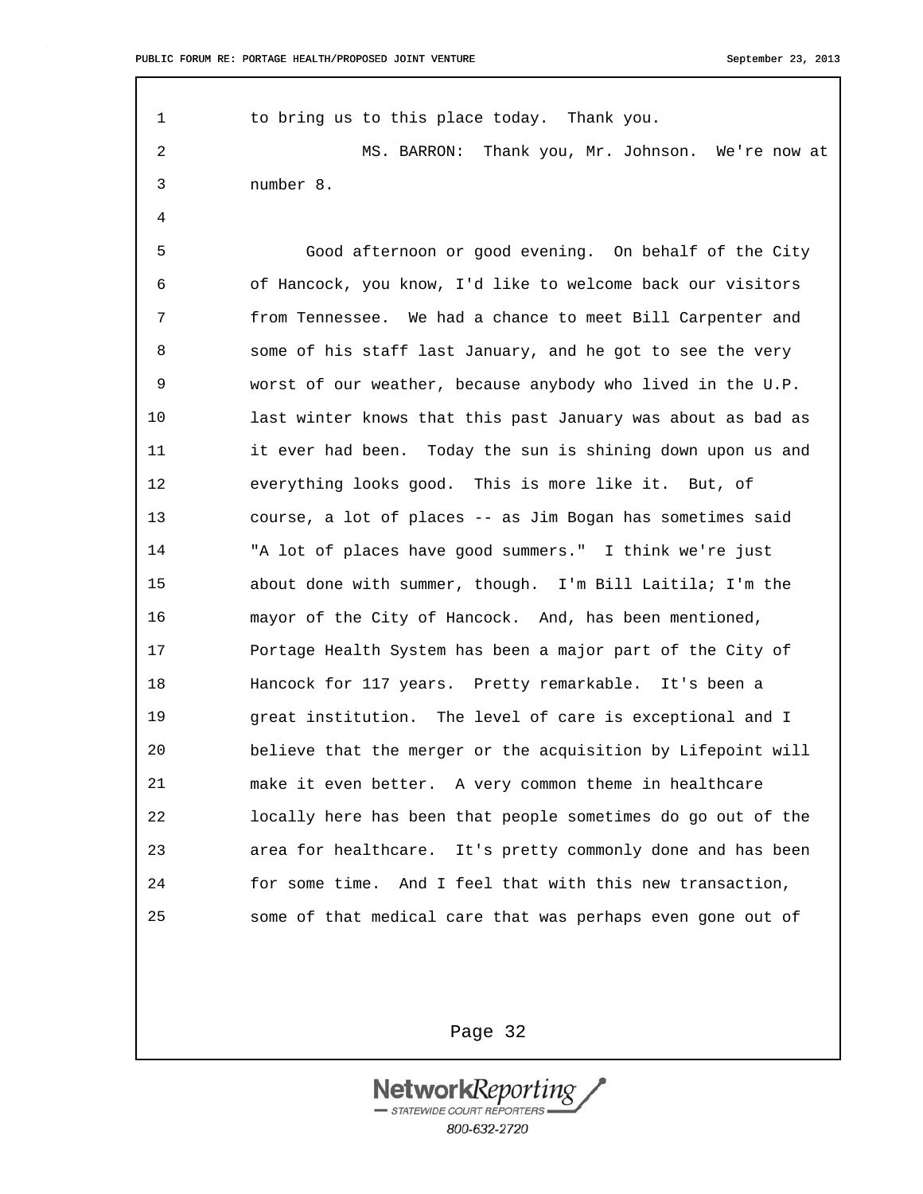to bring us to this place today. Thank you.

MS. BARRON: Thank you, Mr. Johnson. We're now at number 8.

Good afternoon or good evening. On behalf of the City of Hancock, you know, I'd like to welcome back our visitors from Tennessee. We had a chance to meet Bill Carpenter and some of his staff last January, and he got to see the very worst of our weather, because anybody who lived in the U.P. last winter knows that this past January was about as bad as it ever had been. Today the sun is shining down upon us and everything looks good. This is more like it. But, of course, a lot of places -- as Jim Bogan has sometimes said "A lot of places have good summers." I think we're just about done with summer, though. I'm Bill Laitila; I'm the mayor of the City of Hancock. And, has been mentioned, Portage Health System has been a major part of the City of Hancock for 117 years. Pretty remarkable. It's been a great institution. The level of care is exceptional and I believe that the merger or the acquisition by Lifepoint will make it even better. A very common theme in healthcare locally here has been that people sometimes do go out of the area for healthcare. It's pretty commonly done and has been for some time. And I feel that with this new transaction, some of that medical care that was perhaps even gone out of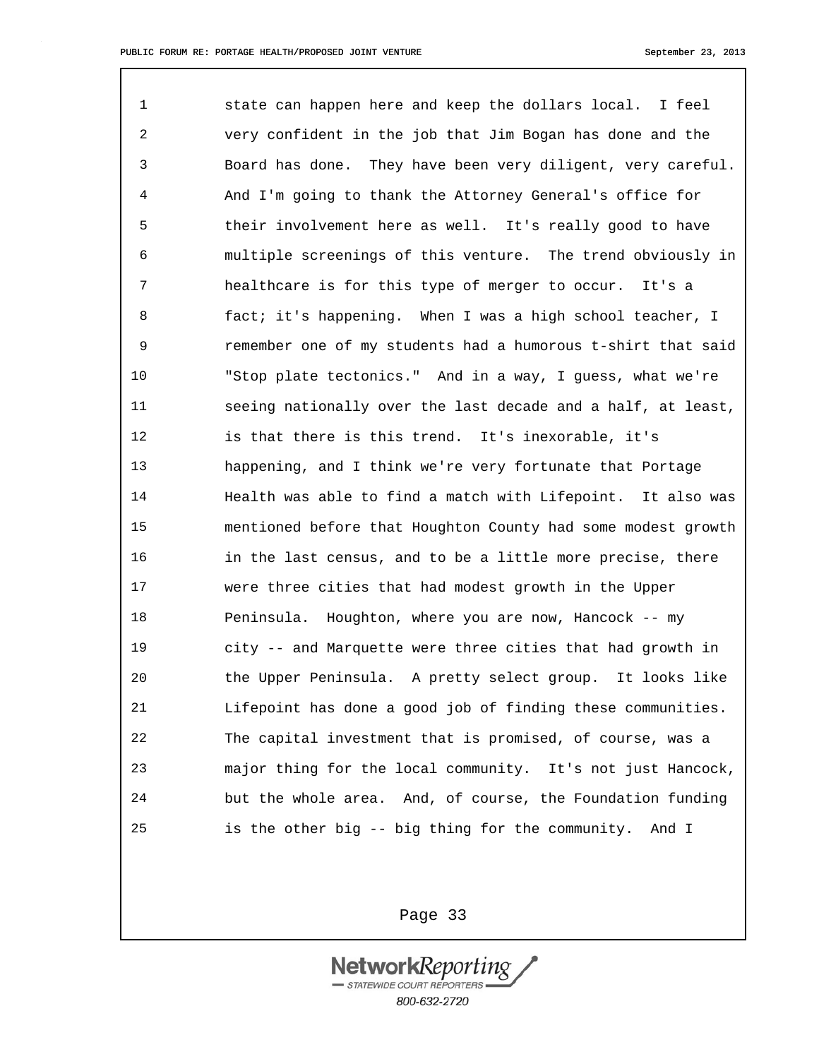1 state can happen here and keep the dollars local. I feel
2 very confident in the job that Jim Bogan has done and the
3 Board has done. They have been very diligent, very careful.
4 And I'm going to thank the Attorney General's office for
5 their involvement here as well. It's really good to have
6 multiple screenings of this venture. The trend obviously in
7 healthcare is for this type of merger to occur. It's a
8 fact; it's happening. When I was a high school teacher, I
9 remember one of my students had a humorous t-shirt that said
10 "Stop plate tectonics." And in a way, I guess, what we're
11 seeing nationally over the last decade and a half, at least,
12 is that there is this trend. It's inexorable, it's
13 happening, and I think we're very fortunate that Portage
14 Health was able to find a match with Lifepoint. It also was
15 mentioned before that Houghton County had some modest growth
16 in the last census, and to be a little more precise, there
17 were three cities that had modest growth in the Upper
18 Peninsula. Houghton, where you are now, Hancock -- my
19 city -- and Marquette were three cities that had growth in
20 the Upper Peninsula. A pretty select group. It looks like
21 Lifepoint has done a good job of finding these communities.
22 The capital investment that is promised, of course, was a
23 major thing for the local community. It's not just Hancock,
24 but the whole area. And, of course, the Foundation funding
25 is the other big -- big thing for the community. And I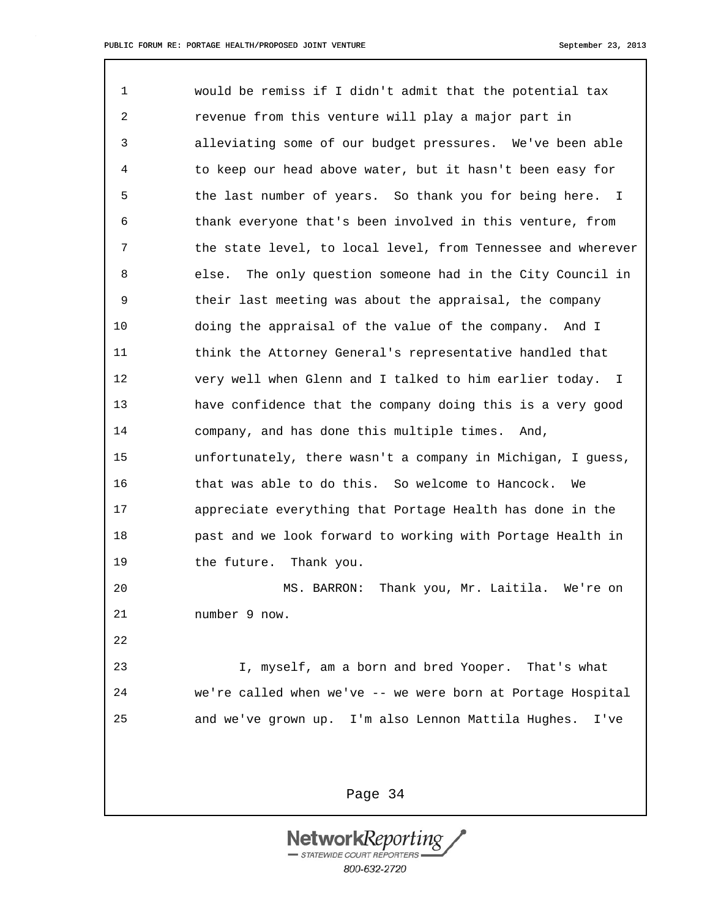1 would be remiss if I didn't admit that the potential tax
2 revenue from this venture will play a major part in
3 alleviating some of our budget pressures. We've been able
4 to keep our head above water, but it hasn't been easy for
5 the last number of years. So thank you for being here. I
6 thank everyone that's been involved in this venture, from
7 the state level, to local level, from Tennessee and wherever
8 else. The only question someone had in the City Council in
9 their last meeting was about the appraisal, the company
10 doing the appraisal of the value of the company. And I
11 think the Attorney General's representative handled that
12 very well when Glenn and I talked to him earlier today. I
13 have confidence that the company doing this is a very good
14 company, and has done this multiple times. And,
15 unfortunately, there wasn't a company in Michigan, I guess,
16 that was able to do this. So welcome to Hancock. We
17 appreciate everything that Portage Health has done in the
18 past and we look forward to working with Portage Health in
19 the future. Thank you.
20 MS. BARRON: Thank you, Mr. Laitila. We're on
21 number 9 now.
22
23 I, myself, am a born and bred Yooper. That's what
24 we're called when we've -- we were born at Portage Hospital
25 and we've grown up. I'm also Lennon Mattila Hughes. I've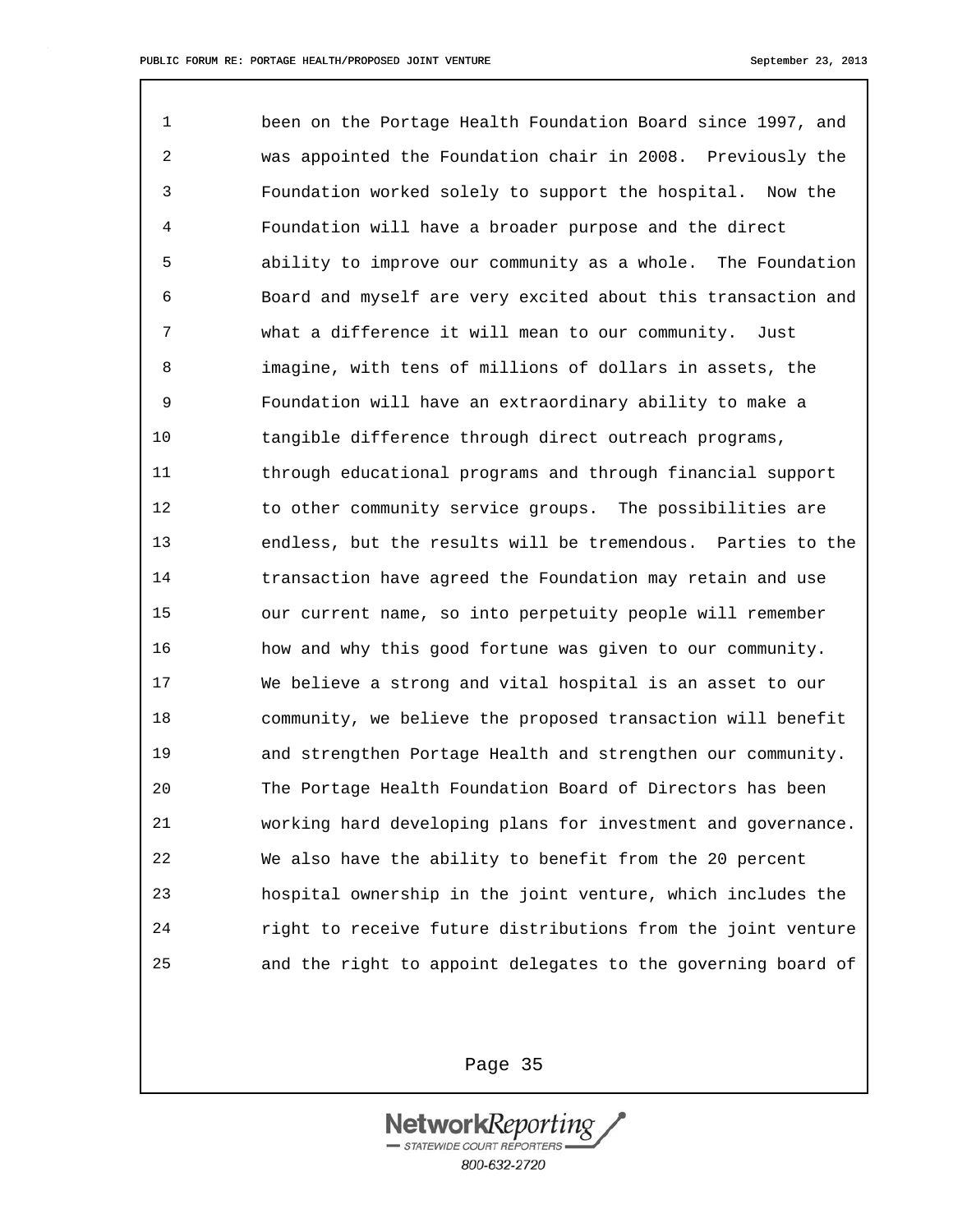1 been on the Portage Health Foundation Board since 1997, and
2 was appointed the Foundation chair in 2008. Previously the
3 Foundation worked solely to support the hospital. Now the
4 Foundation will have a broader purpose and the direct
5 ability to improve our community as a whole. The Foundation
6 Board and myself are very excited about this transaction and
7 what a difference it will mean to our community. Just
8 imagine, with tens of millions of dollars in assets, the
9 Foundation will have an extraordinary ability to make a
10 tangible difference through direct outreach programs,
11 through educational programs and through financial support
12 to other community service groups. The possibilities are
13 endless, but the results will be tremendous. Parties to the
14 transaction have agreed the Foundation may retain and use
15 our current name, so into perpetuity people will remember
16 how and why this good fortune was given to our community.
17 We believe a strong and vital hospital is an asset to our
18 community, we believe the proposed transaction will benefit
19 and strengthen Portage Health and strengthen our community.
20 The Portage Health Foundation Board of Directors has been
21 working hard developing plans for investment and governance.
22 We also have the ability to benefit from the 20 percent
23 hospital ownership in the joint venture, which includes the
24 right to receive future distributions from the joint venture
25 and the right to appoint delegates to the governing board of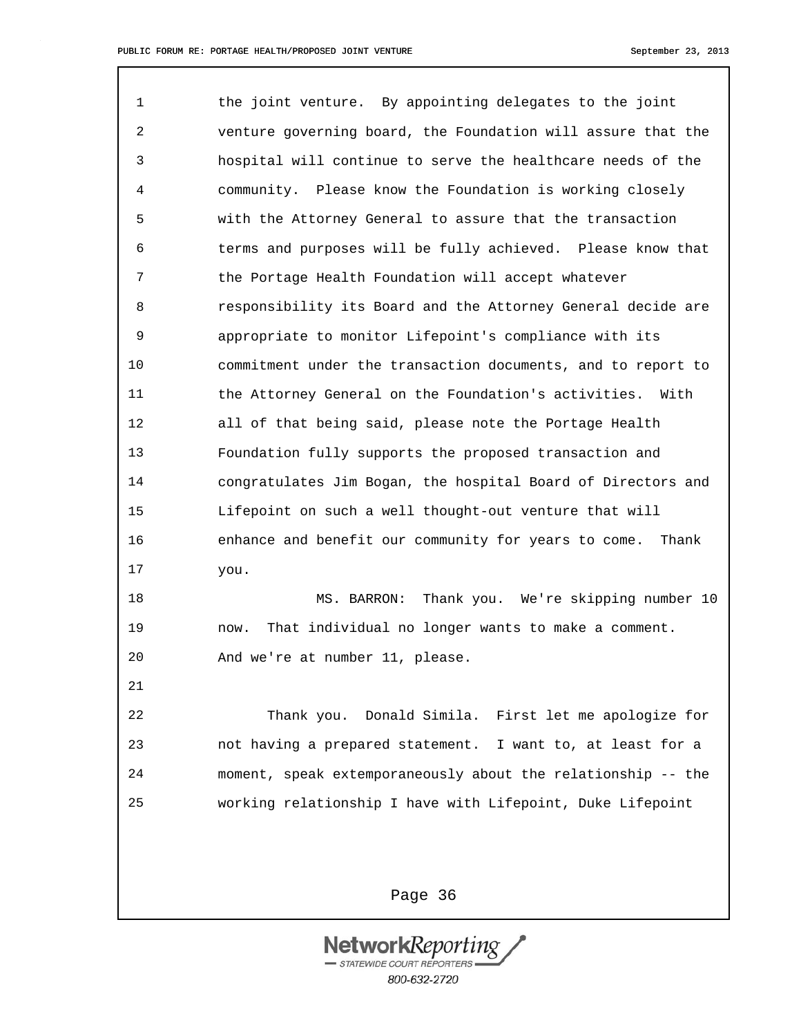the joint venture. By appointing delegates to the joint venture governing board, the Foundation will assure that the hospital will continue to serve the healthcare needs of the community. Please know the Foundation is working closely with the Attorney General to assure that the transaction terms and purposes will be fully achieved. Please know that the Portage Health Foundation will accept whatever responsibility its Board and the Attorney General decide are appropriate to monitor Lifepoint's compliance with its commitment under the transaction documents, and to report to the Attorney General on the Foundation's activities. With all of that being said, please note the Portage Health Foundation fully supports the proposed transaction and congratulates Jim Bogan, the hospital Board of Directors and Lifepoint on such a well thought-out venture that will enhance and benefit our community for years to come. Thank you.

MS. BARRON: Thank you. We're skipping number 10 now. That individual no longer wants to make a comment. And we're at number 11, please.

Thank you. Donald Simila. First let me apologize for not having a prepared statement. I want to, at least for a moment, speak extemporaneously about the relationship -- the working relationship I have with Lifepoint, Duke Lifepoint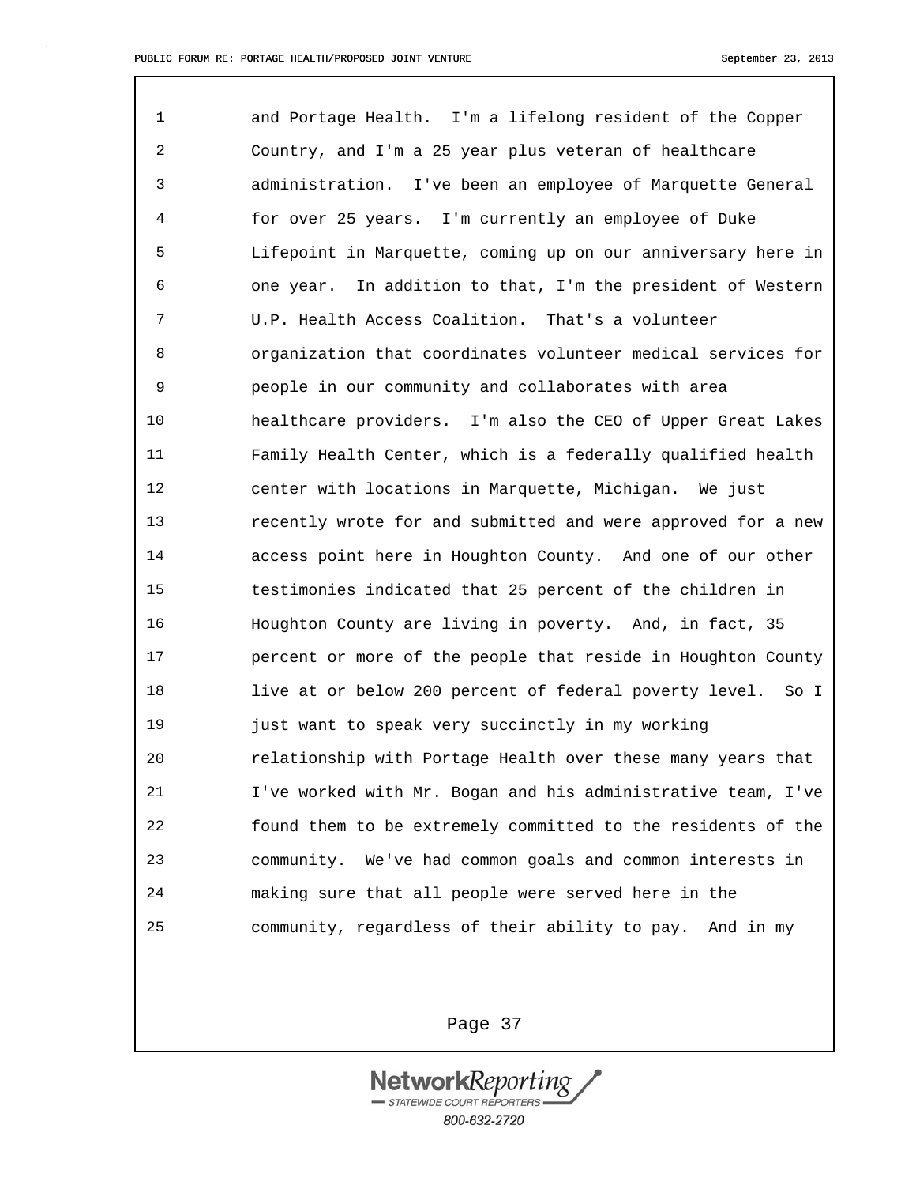and Portage Health. I'm a lifelong resident of the Copper Country, and I'm a 25 year plus veteran of healthcare administration. I've been an employee of Marquette General for over 25 years. I'm currently an employee of Duke Lifepoint in Marquette, coming up on our anniversary here in one year. In addition to that, I'm the president of Western U.P. Health Access Coalition. That's a volunteer organization that coordinates volunteer medical services for people in our community and collaborates with area healthcare providers. I'm also the CEO of Upper Great Lakes Family Health Center, which is a federally qualified health center with locations in Marquette, Michigan. We just recently wrote for and submitted and were approved for a new access point here in Houghton County. And one of our other testimonies indicated that 25 percent of the children in Houghton County are living in poverty. And, in fact, 35 percent or more of the people that reside in Houghton County live at or below 200 percent of federal poverty level. So I just want to speak very succinctly in my working relationship with Portage Health over these many years that I've worked with Mr. Bogan and his administrative team, I've found them to be extremely committed to the residents of the community. We've had common goals and common interests in making sure that all people were served here in the community, regardless of their ability to pay. And in my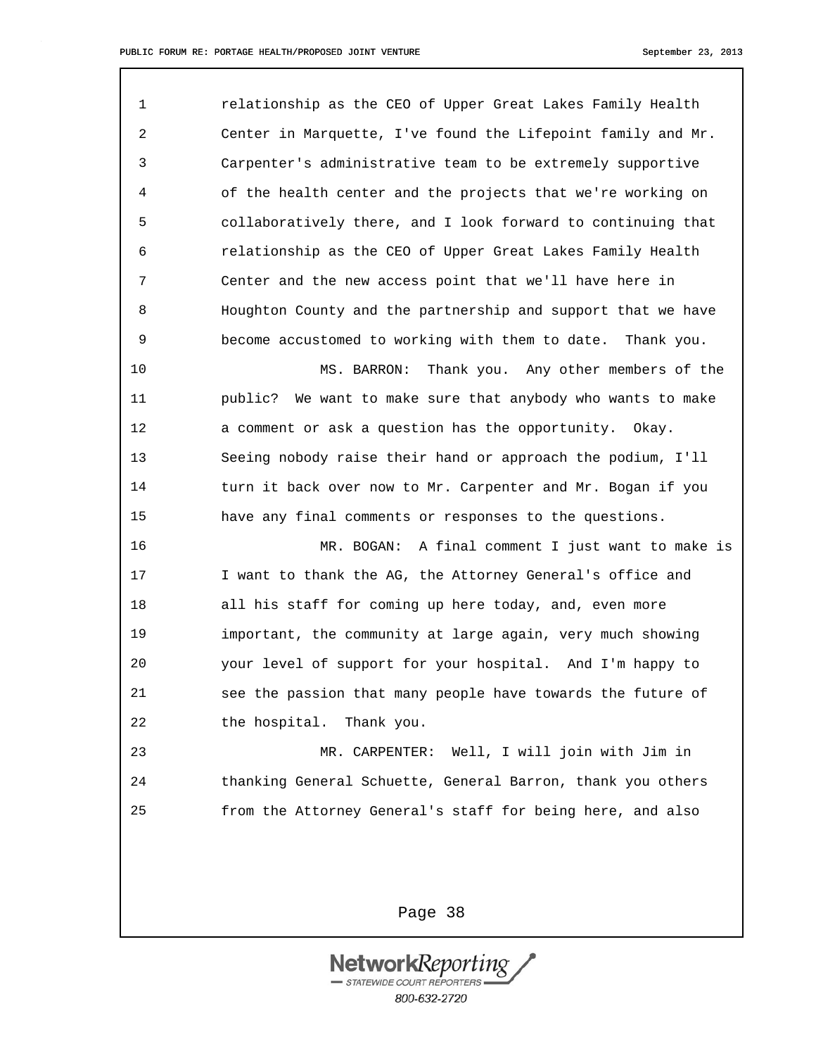relationship as the CEO of Upper Great Lakes Family Health Center in Marquette, I've found the Lifepoint family and Mr. Carpenter's administrative team to be extremely supportive of the health center and the projects that we're working on collaboratively there, and I look forward to continuing that relationship as the CEO of Upper Great Lakes Family Health Center and the new access point that we'll have here in Houghton County and the partnership and support that we have become accustomed to working with them to date. Thank you.

MS. BARRON: Thank you. Any other members of the public? We want to make sure that anybody who wants to make a comment or ask a question has the opportunity. Okay. Seeing nobody raise their hand or approach the podium, I'll turn it back over now to Mr. Carpenter and Mr. Bogan if you have any final comments or responses to the questions.

MR. BOGAN: A final comment I just want to make is I want to thank the AG, the Attorney General's office and all his staff for coming up here today, and, even more important, the community at large again, very much showing your level of support for your hospital. And I'm happy to see the passion that many people have towards the future of the hospital. Thank you.

MR. CARPENTER: Well, I will join with Jim in thanking General Schuette, General Barron, thank you others from the Attorney General's staff for being here, and also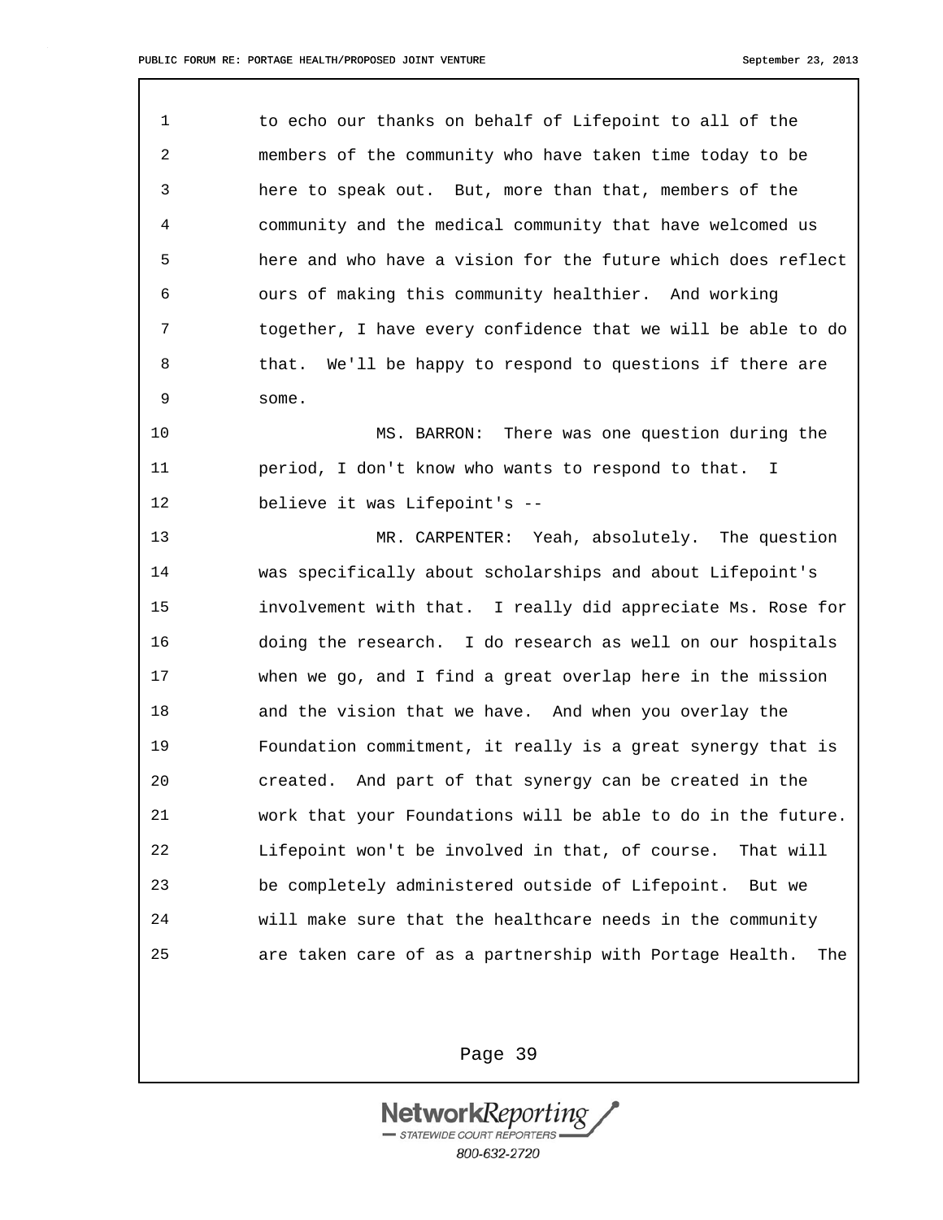to echo our thanks on behalf of Lifepoint to all of the members of the community who have taken time today to be here to speak out. But, more than that, members of the community and the medical community that have welcomed us here and who have a vision for the future which does reflect ours of making this community healthier. And working together, I have every confidence that we will be able to do that. We'll be happy to respond to questions if there are some.

MS. BARRON: There was one question during the period, I don't know who wants to respond to that. I believe it was Lifepoint's --

MR. CARPENTER: Yeah, absolutely. The question was specifically about scholarships and about Lifepoint's involvement with that. I really did appreciate Ms. Rose for doing the research. I do research as well on our hospitals when we go, and I find a great overlap here in the mission and the vision that we have. And when you overlay the Foundation commitment, it really is a great synergy that is created. And part of that synergy can be created in the work that your Foundations will be able to do in the future. Lifepoint won't be involved in that, of course. That will be completely administered outside of Lifepoint. But we will make sure that the healthcare needs in the community are taken care of as a partnership with Portage Health. The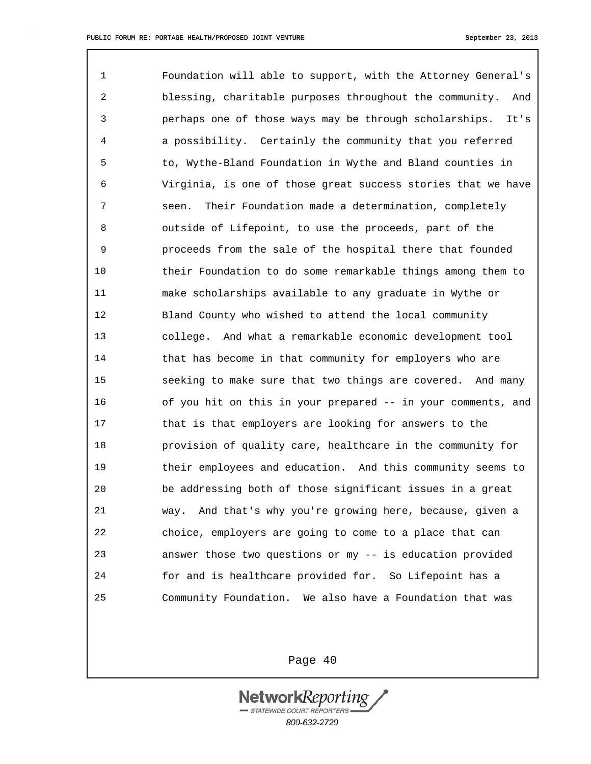Foundation will able to support, with the Attorney General's blessing, charitable purposes throughout the community. And perhaps one of those ways may be through scholarships. It's a possibility. Certainly the community that you referred to, Wythe-Bland Foundation in Wythe and Bland counties in Virginia, is one of those great success stories that we have seen. Their Foundation made a determination, completely outside of Lifepoint, to use the proceeds, part of the proceeds from the sale of the hospital there that founded their Foundation to do some remarkable things among them to make scholarships available to any graduate in Wythe or Bland County who wished to attend the local community college. And what a remarkable economic development tool that has become in that community for employers who are seeking to make sure that two things are covered. And many of you hit on this in your prepared -- in your comments, and that is that employers are looking for answers to the provision of quality care, healthcare in the community for their employees and education. And this community seems to be addressing both of those significant issues in a great way. And that's why you're growing here, because, given a choice, employers are going to come to a place that can answer those two questions or my -- is education provided for and is healthcare provided for. So Lifepoint has a Community Foundation. We also have a Foundation that was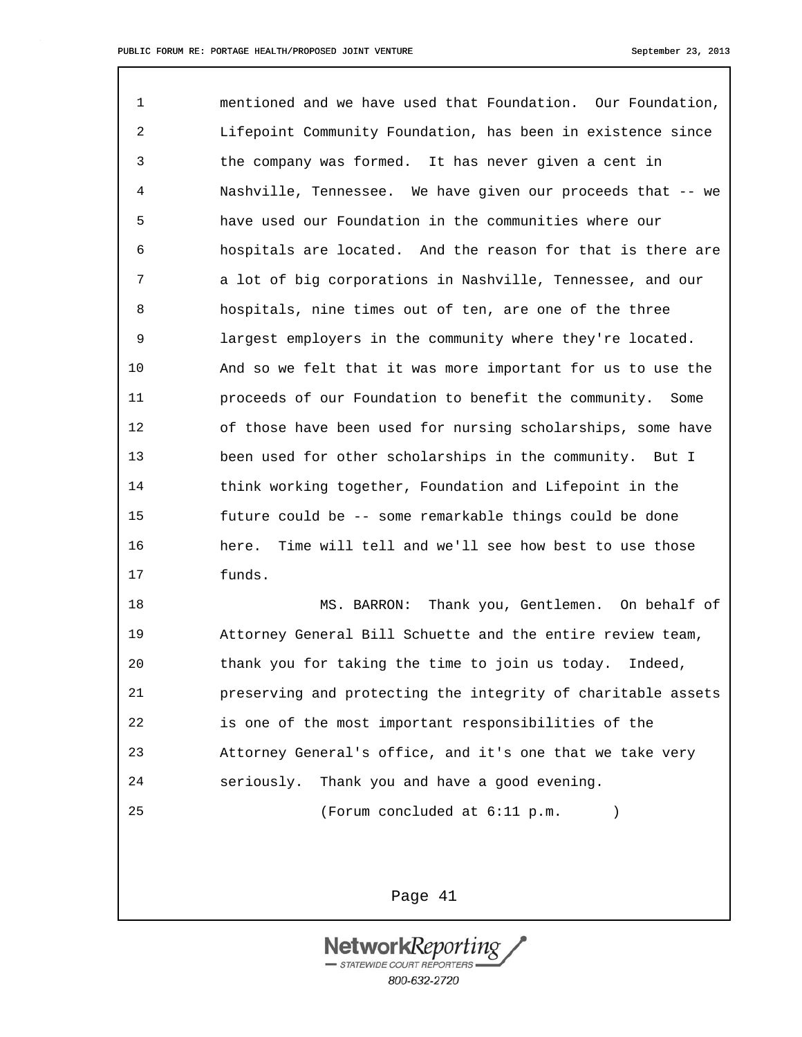mentioned and we have used that Foundation. Our Foundation, Lifepoint Community Foundation, has been in existence since the company was formed. It has never given a cent in Nashville, Tennessee. We have given our proceeds that -- we have used our Foundation in the communities where our hospitals are located. And the reason for that is there are a lot of big corporations in Nashville, Tennessee, and our hospitals, nine times out of ten, are one of the three largest employers in the community where they're located. And so we felt that it was more important for us to use the proceeds of our Foundation to benefit the community. Some of those have been used for nursing scholarships, some have been used for other scholarships in the community. But I think working together, Foundation and Lifepoint in the future could be -- some remarkable things could be done here. Time will tell and we'll see how best to use those funds.

MS. BARRON: Thank you, Gentlemen. On behalf of Attorney General Bill Schuette and the entire review team, thank you for taking the time to join us today. Indeed, preserving and protecting the integrity of charitable assets is one of the most important responsibilities of the Attorney General's office, and it's one that we take very seriously. Thank you and have a good evening.

(Forum concluded at 6:11 p.m.      )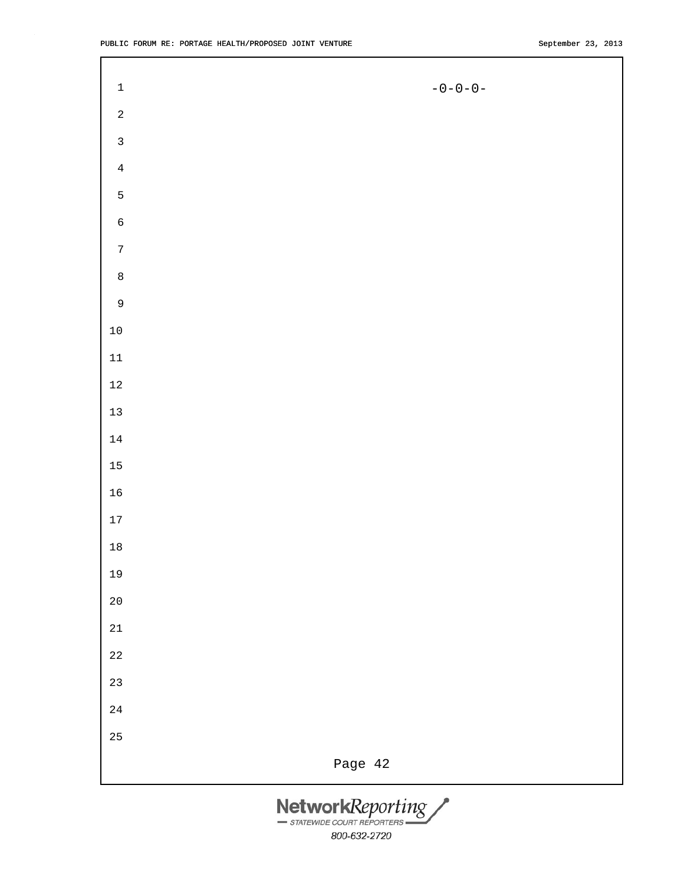-0-0-0-